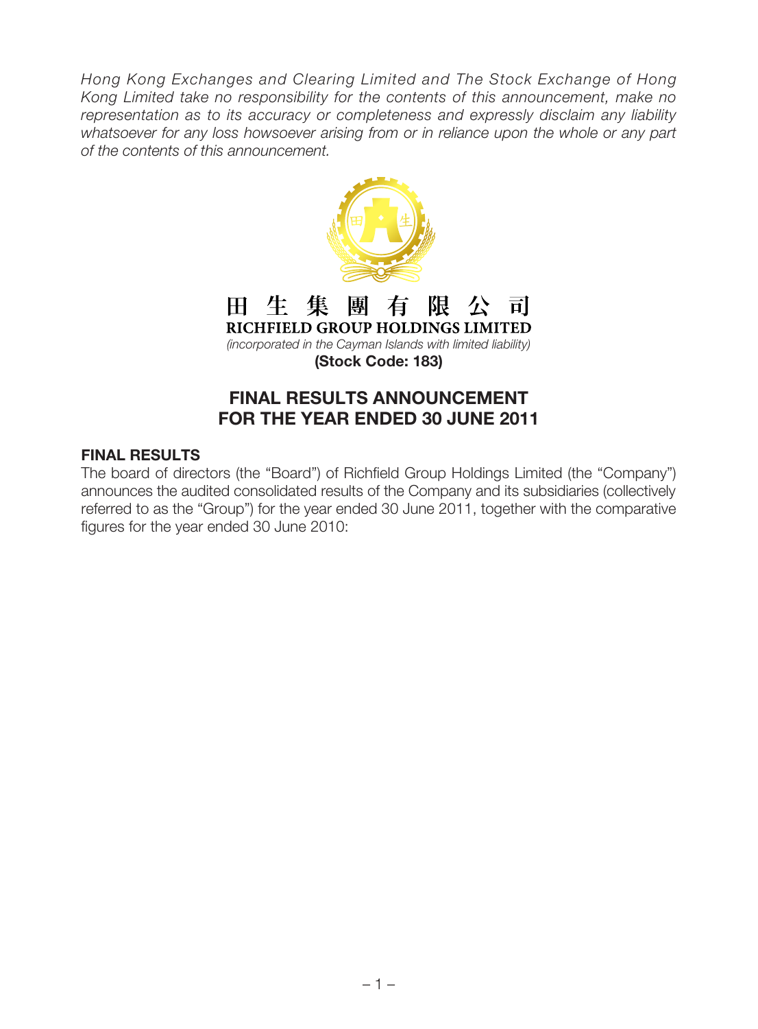*Hong Kong Exchanges and Clearing Limited and The Stock Exchange of Hong Kong Limited take no responsibility for the contents of this announcement, make no representation as to its accuracy or completeness and expressly disclaim any liability whatsoever for any loss howsoever arising from or in reliance upon the whole or any part of the contents of this announcement.*

田 生 集 團 有 限 公 司

**RICHFIELD GROUP HOLDINGS LIMITED**

*(incorporated in the Cayman Islands with limited liability)*

**(Stock Code: 183)**

# FINAL RESULTS ANNOUNCEMENT FOR THE YEAR ENDED 30 JUNE 2011

## FINAL RESULTS

The board of directors (the "Board") of Richfield Group Holdings Limited (the "Company") announces the audited consolidated results of the Company and its subsidiaries (collectively referred to as the "Group") for the year ended 30 June 2011, together with the comparative figures for the year ended 30 June 2010: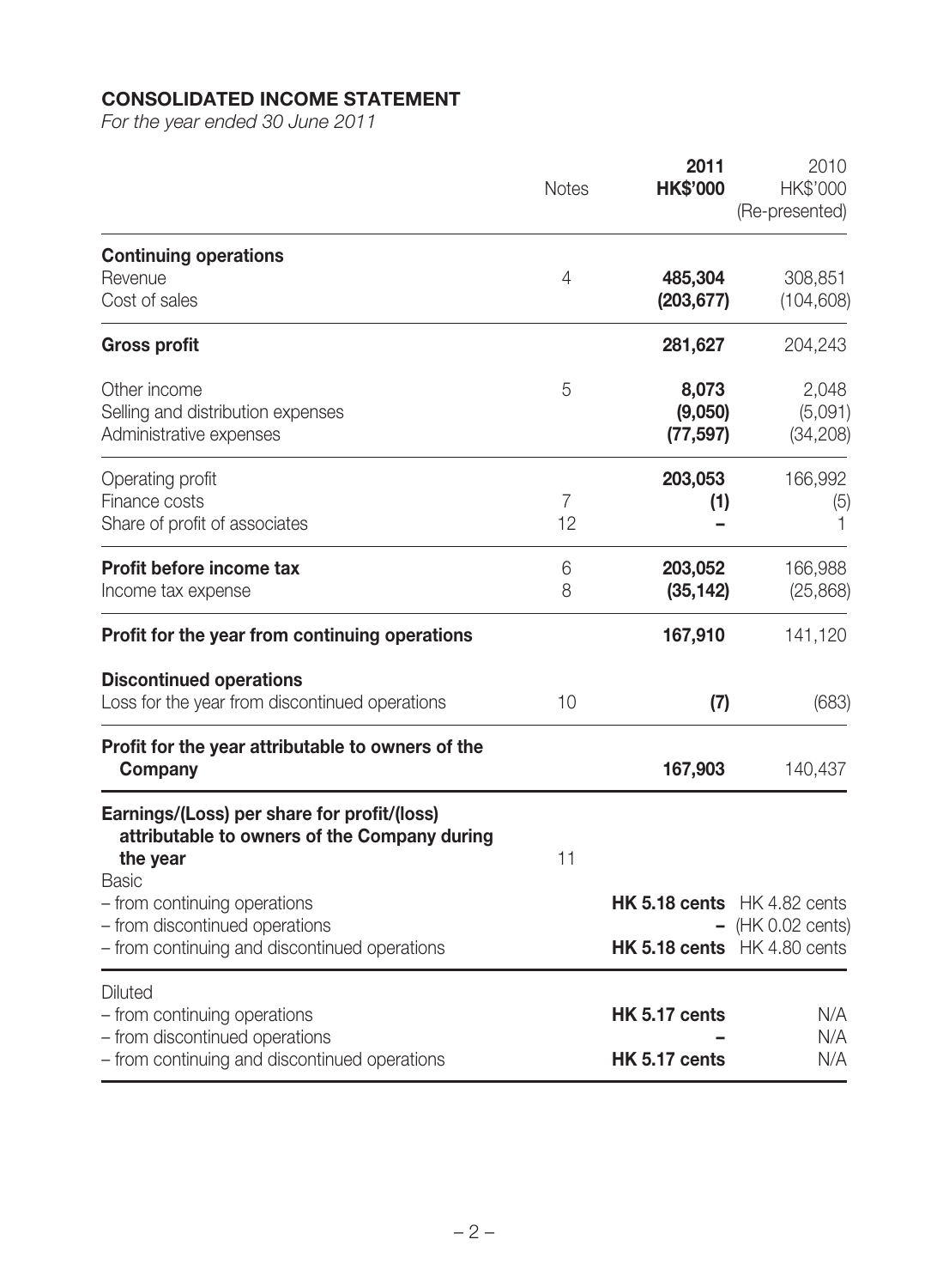## CONSOLIDATED INCOME STATEMENT

*For the year ended 30 June 2011*

| | Notes | 2011 HK$'000 | 2010 HK$'000 (Re-presented) |
|---|---|---|---|
| **Continuing operations** | | | |
| Revenue | 4 | **485,304** | 308,851 |
| Cost of sales | | **(203,677)** | (104,608) |
| **Gross profit** | | **281,627** | 204,243 |
| Other income | 5 | **8,073** | 2,048 |
| Selling and distribution expenses | | **(9,050)** | (5,091) |
| Administrative expenses | | **(77,597)** | (34,208) |
| Operating profit | | **203,053** | 166,992 |
| Finance costs | 7 | **(1)** | (5) |
| Share of profit of associates | 12 | **–** | 1 |
| **Profit before income tax** | 6 | **203,052** | 166,988 |
| Income tax expense | 8 | **(35,142)** | (25,868) |
| **Profit for the year from continuing operations** | | **167,910** | 141,120 |
| **Discontinued operations** | | | |
| Loss for the year from discontinued operations | 10 | **(7)** | (683) |
| **Profit for the year attributable to owners of the Company** | | **167,903** | 140,437 |
| **Earnings/(Loss) per share for profit/(loss) attributable to owners of the Company during the year** | 11 | | |
| Basic | | | |
| – from continuing operations | | **HK 5.18 cents** | HK 4.82 cents |
| – from discontinued operations | | **–** | (HK 0.02 cents) |
| – from continuing and discontinued operations | | **HK 5.18 cents** | HK 4.80 cents |
| Diluted | | | |
| – from continuing operations | | **HK 5.17 cents** | N/A |
| – from discontinued operations | | **–** | N/A |
| – from continuing and discontinued operations | | **HK 5.17 cents** | N/A |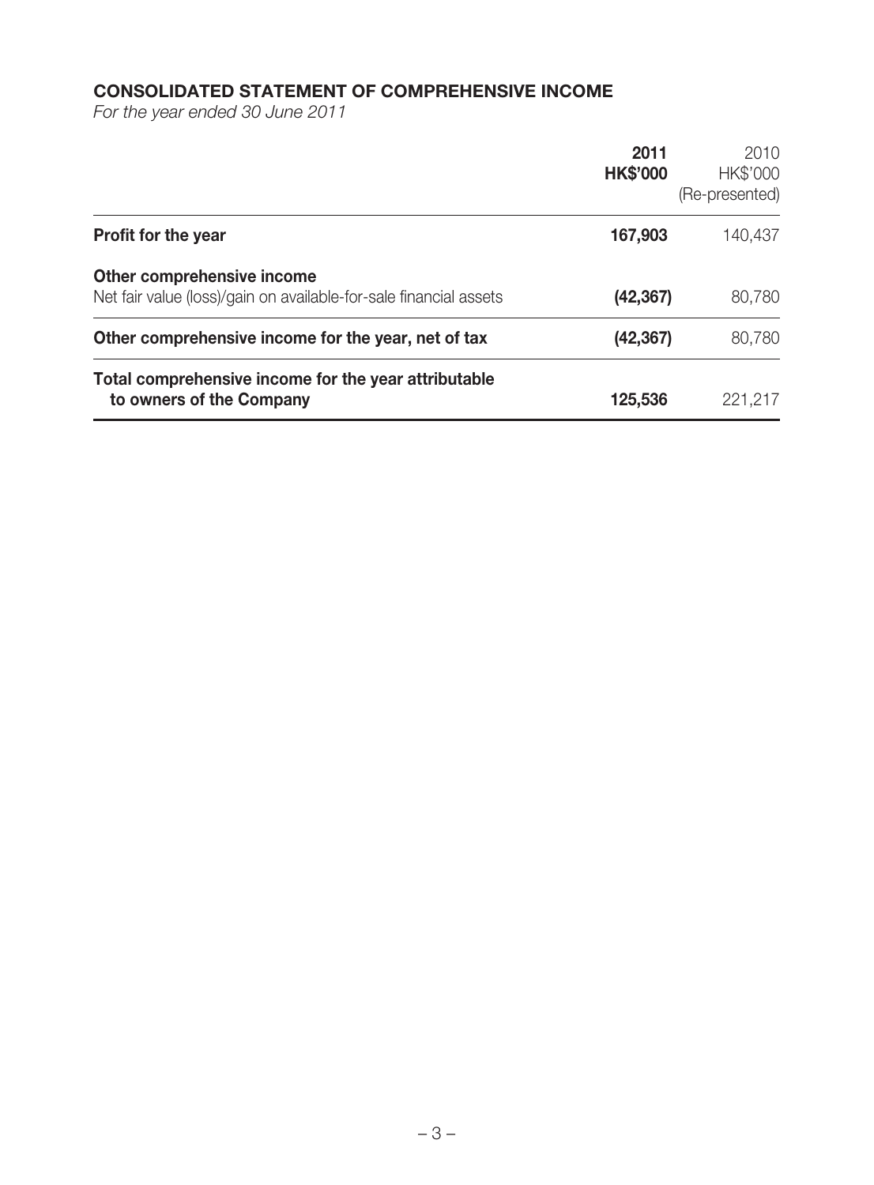## CONSOLIDATED STATEMENT OF COMPREHENSIVE INCOME

*For the year ended 30 June 2011*

| | 2011<br>HK$'000 | 2010<br>HK$'000<br>(Re-presented) |
|---|---|---|
| **Profit for the year** | **167,903** | 140,437 |
| **Other comprehensive income** | | |
| Net fair value (loss)/gain on available-for-sale financial assets | **(42,367)** | 80,780 |
| **Other comprehensive income for the year, net of tax** | **(42,367)** | 80,780 |
| **Total comprehensive income for the year attributable to owners of the Company** | **125,536** | 221,217 |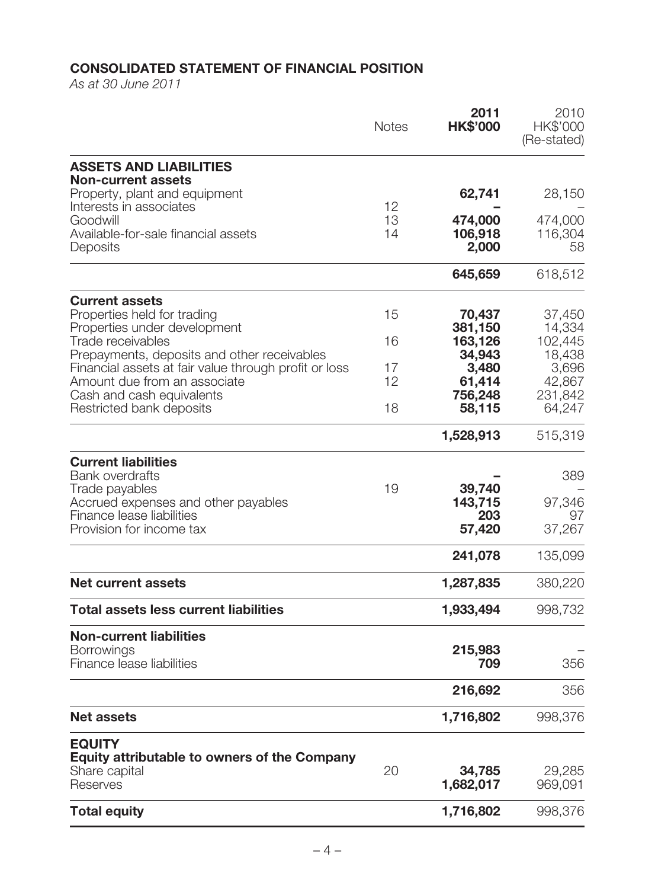# CONSOLIDATED STATEMENT OF FINANCIAL POSITION

*As at 30 June 2011*

| | Notes | 2011 HK$'000 | 2010 HK$'000 (Re-stated) |
|---|---|---|---|
| **ASSETS AND LIABILITIES** | | | |
| **Non-current assets** | | | |
| Property, plant and equipment | | **62,741** | 28,150 |
| Interests in associates | 12 | **–** | – |
| Goodwill | 13 | **474,000** | 474,000 |
| Available-for-sale financial assets | 14 | **106,918** | 116,304 |
| Deposits | | **2,000** | 58 |
| | | **645,659** | 618,512 |
| **Current assets** | | | |
| Properties held for trading | 15 | **70,437** | 37,450 |
| Properties under development | | **381,150** | 14,334 |
| Trade receivables | 16 | **163,126** | 102,445 |
| Prepayments, deposits and other receivables | | **34,943** | 18,438 |
| Financial assets at fair value through profit or loss | 17 | **3,480** | 3,696 |
| Amount due from an associate | 12 | **61,414** | 42,867 |
| Cash and cash equivalents | | **756,248** | 231,842 |
| Restricted bank deposits | 18 | **58,115** | 64,247 |
| | | **1,528,913** | 515,319 |
| **Current liabilities** | | | |
| Bank overdrafts | | **–** | 389 |
| Trade payables | 19 | **39,740** | – |
| Accrued expenses and other payables | | **143,715** | 97,346 |
| Finance lease liabilities | | **203** | 97 |
| Provision for income tax | | **57,420** | 37,267 |
| | | **241,078** | 135,099 |
| **Net current assets** | | **1,287,835** | 380,220 |
| **Total assets less current liabilities** | | **1,933,494** | 998,732 |
| **Non-current liabilities** | | | |
| Borrowings | | **215,983** | – |
| Finance lease liabilities | | **709** | 356 |
| | | **216,692** | 356 |
| **Net assets** | | **1,716,802** | 998,376 |
| **EQUITY** | | | |
| **Equity attributable to owners of the Company** | | | |
| Share capital | 20 | **34,785** | 29,285 |
| Reserves | | **1,682,017** | 969,091 |
| **Total equity** | | **1,716,802** | 998,376 |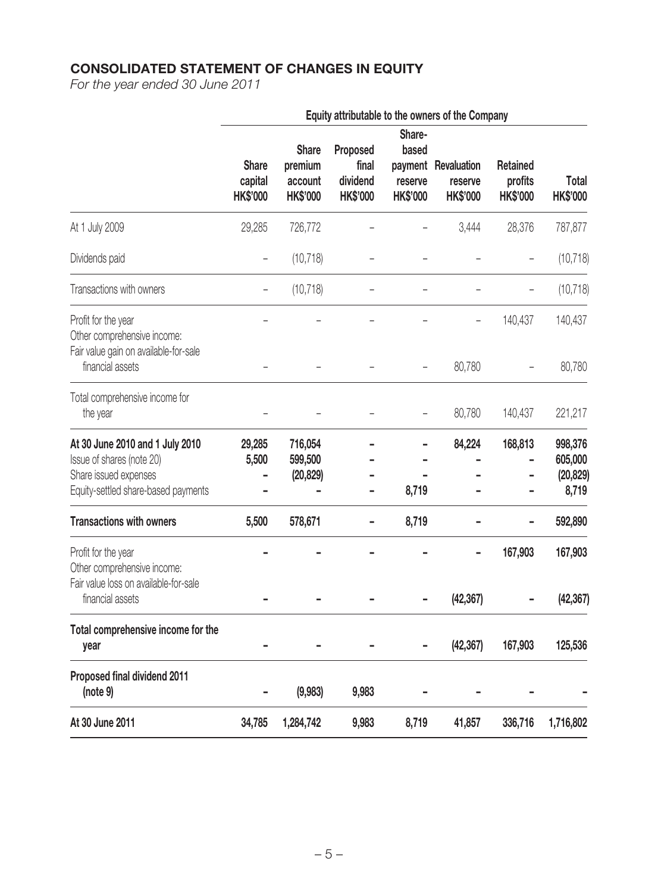## CONSOLIDATED STATEMENT OF CHANGES IN EQUITY

*For the year ended 30 June 2011*

| | Equity attributable to the owners of the Company | | | | | | |
|---|---|---|---|---|---|---|---|
| | Share capital HK$'000 | Share premium account HK$'000 | Proposed final dividend HK$'000 | Share-based payment reserve HK$'000 | Revaluation reserve HK$'000 | Retained profits HK$'000 | Total HK$'000 |
| At 1 July 2009 | 29,285 | 726,772 | – | – | 3,444 | 28,376 | 787,877 |
| Dividends paid | – | (10,718) | – | – | – | – | (10,718) |
| Transactions with owners | – | (10,718) | – | – | – | – | (10,718) |
| Profit for the year | – | – | – | – | – | 140,437 | 140,437 |
| Other comprehensive income: | | | | | | | |
| Fair value gain on available-for-sale financial assets | – | – | – | – | 80,780 | – | 80,780 |
| Total comprehensive income for the year | – | – | – | – | 80,780 | 140,437 | 221,217 |
| **At 30 June 2010 and 1 July 2010** | **29,285** | **716,054** | **–** | **–** | **84,224** | **168,813** | **998,376** |
| Issue of shares (note 20) | **5,500** | **599,500** | **–** | **–** | **–** | **–** | **605,000** |
| Share issued expenses | **–** | **(20,829)** | **–** | **–** | **–** | **–** | **(20,829)** |
| Equity-settled share-based payments | **–** | **–** | **–** | **8,719** | **–** | **–** | **8,719** |
| **Transactions with owners** | **5,500** | **578,671** | **–** | **8,719** | **–** | **–** | **592,890** |
| Profit for the year | **–** | **–** | **–** | **–** | **–** | **167,903** | **167,903** |
| Other comprehensive income: | | | | | | | |
| Fair value loss on available-for-sale financial assets | **–** | **–** | **–** | **–** | **(42,367)** | **–** | **(42,367)** |
| **Total comprehensive income for the year** | **–** | **–** | **–** | **–** | **(42,367)** | **167,903** | **125,536** |
| **Proposed final dividend 2011 (note 9)** | **–** | **(9,983)** | **9,983** | **–** | **–** | **–** | **–** |
| **At 30 June 2011** | **34,785** | **1,284,742** | **9,983** | **8,719** | **41,857** | **336,716** | **1,716,802** |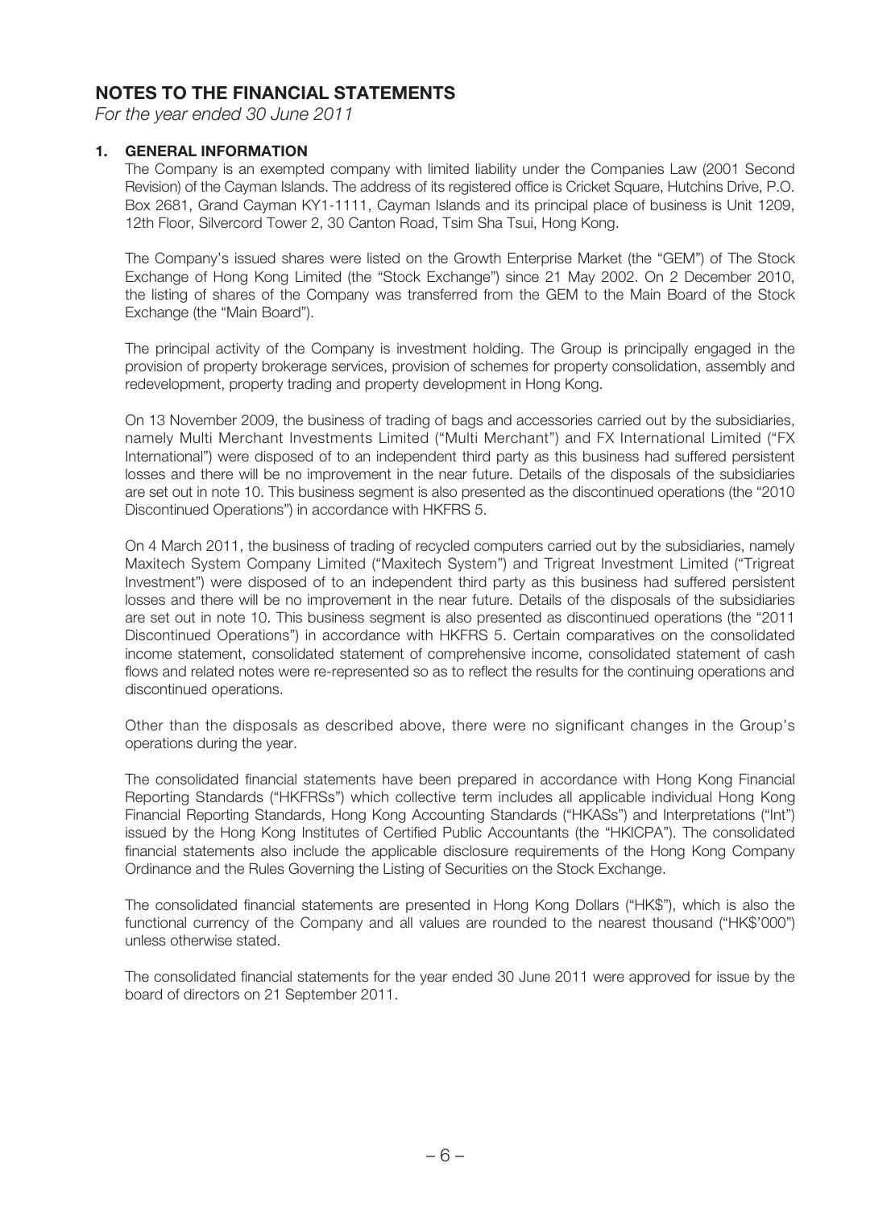# NOTES TO THE FINANCIAL STATEMENTS

*For the year ended 30 June 2011*

## 1. GENERAL INFORMATION

The Company is an exempted company with limited liability under the Companies Law (2001 Second Revision) of the Cayman Islands. The address of its registered office is Cricket Square, Hutchins Drive, P.O. Box 2681, Grand Cayman KY1-1111, Cayman Islands and its principal place of business is Unit 1209, 12th Floor, Silvercord Tower 2, 30 Canton Road, Tsim Sha Tsui, Hong Kong.

The Company's issued shares were listed on the Growth Enterprise Market (the "GEM") of The Stock Exchange of Hong Kong Limited (the "Stock Exchange") since 21 May 2002. On 2 December 2010, the listing of shares of the Company was transferred from the GEM to the Main Board of the Stock Exchange (the "Main Board").

The principal activity of the Company is investment holding. The Group is principally engaged in the provision of property brokerage services, provision of schemes for property consolidation, assembly and redevelopment, property trading and property development in Hong Kong.

On 13 November 2009, the business of trading of bags and accessories carried out by the subsidiaries, namely Multi Merchant Investments Limited ("Multi Merchant") and FX International Limited ("FX International") were disposed of to an independent third party as this business had suffered persistent losses and there will be no improvement in the near future. Details of the disposals of the subsidiaries are set out in note 10. This business segment is also presented as the discontinued operations (the "2010 Discontinued Operations") in accordance with HKFRS 5.

On 4 March 2011, the business of trading of recycled computers carried out by the subsidiaries, namely Maxitech System Company Limited ("Maxitech System") and Trigreat Investment Limited ("Trigreat Investment") were disposed of to an independent third party as this business had suffered persistent losses and there will be no improvement in the near future. Details of the disposals of the subsidiaries are set out in note 10. This business segment is also presented as discontinued operations (the "2011 Discontinued Operations") in accordance with HKFRS 5. Certain comparatives on the consolidated income statement, consolidated statement of comprehensive income, consolidated statement of cash flows and related notes were re-represented so as to reflect the results for the continuing operations and discontinued operations.

Other than the disposals as described above, there were no significant changes in the Group's operations during the year.

The consolidated financial statements have been prepared in accordance with Hong Kong Financial Reporting Standards ("HKFRSs") which collective term includes all applicable individual Hong Kong Financial Reporting Standards, Hong Kong Accounting Standards ("HKASs") and Interpretations ("Int") issued by the Hong Kong Institutes of Certified Public Accountants (the "HKICPA"). The consolidated financial statements also include the applicable disclosure requirements of the Hong Kong Company Ordinance and the Rules Governing the Listing of Securities on the Stock Exchange.

The consolidated financial statements are presented in Hong Kong Dollars ("HK$"), which is also the functional currency of the Company and all values are rounded to the nearest thousand ("HK$'000") unless otherwise stated.

The consolidated financial statements for the year ended 30 June 2011 were approved for issue by the board of directors on 21 September 2011.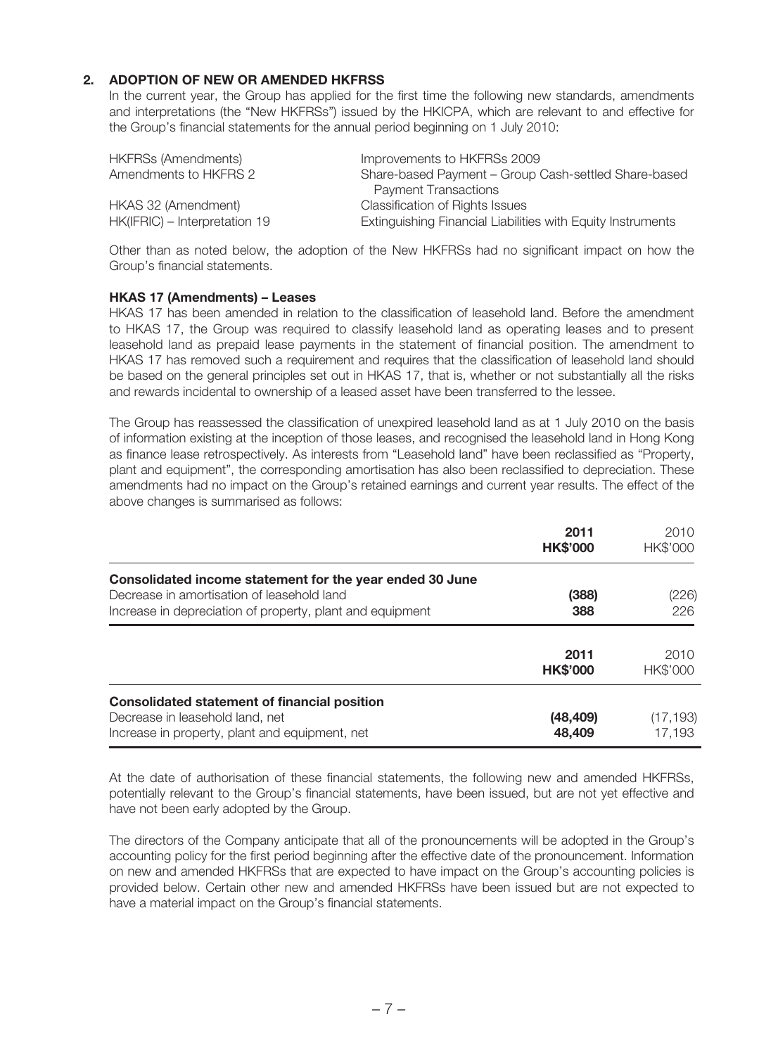## 2. ADOPTION OF NEW OR AMENDED HKFRSS

In the current year, the Group has applied for the first time the following new standards, amendments and interpretations (the "New HKFRSs") issued by the HKICPA, which are relevant to and effective for the Group's financial statements for the annual period beginning on 1 July 2010:

| | |
|---|---|
| HKFRSs (Amendments) | Improvements to HKFRSs 2009 |
| Amendments to HKFRS 2 | Share-based Payment – Group Cash-settled Share-based Payment Transactions |
| HKAS 32 (Amendment) | Classification of Rights Issues |
| HK(IFRIC) – Interpretation 19 | Extinguishing Financial Liabilities with Equity Instruments |

Other than as noted below, the adoption of the New HKFRSs had no significant impact on how the Group's financial statements.

**HKAS 17 (Amendments) – Leases**

HKAS 17 has been amended in relation to the classification of leasehold land. Before the amendment to HKAS 17, the Group was required to classify leasehold land as operating leases and to present leasehold land as prepaid lease payments in the statement of financial position. The amendment to HKAS 17 has removed such a requirement and requires that the classification of leasehold land should be based on the general principles set out in HKAS 17, that is, whether or not substantially all the risks and rewards incidental to ownership of a leased asset have been transferred to the lessee.

The Group has reassessed the classification of unexpired leasehold land as at 1 July 2010 on the basis of information existing at the inception of those leases, and recognised the leasehold land in Hong Kong as finance lease retrospectively. As interests from "Leasehold land" have been reclassified as "Property, plant and equipment", the corresponding amortisation has also been reclassified to depreciation. These amendments had no impact on the Group's retained earnings and current year results. The effect of the above changes is summarised as follows:

| | **2011** **HK$'000** | 2010 HK$'000 |
|---|---|---|
| **Consolidated income statement for the year ended 30 June** | | |
| Decrease in amortisation of leasehold land | **(388)** | (226) |
| Increase in depreciation of property, plant and equipment | **388** | 226 |

| | **2011** **HK$'000** | 2010 HK$'000 |
|---|---|---|
| **Consolidated statement of financial position** | | |
| Decrease in leasehold land, net | **(48,409)** | (17,193) |
| Increase in property, plant and equipment, net | **48,409** | 17,193 |

At the date of authorisation of these financial statements, the following new and amended HKFRSs, potentially relevant to the Group's financial statements, have been issued, but are not yet effective and have not been early adopted by the Group.

The directors of the Company anticipate that all of the pronouncements will be adopted in the Group's accounting policy for the first period beginning after the effective date of the pronouncement. Information on new and amended HKFRSs that are expected to have impact on the Group's accounting policies is provided below. Certain other new and amended HKFRSs have been issued but are not expected to have a material impact on the Group's financial statements.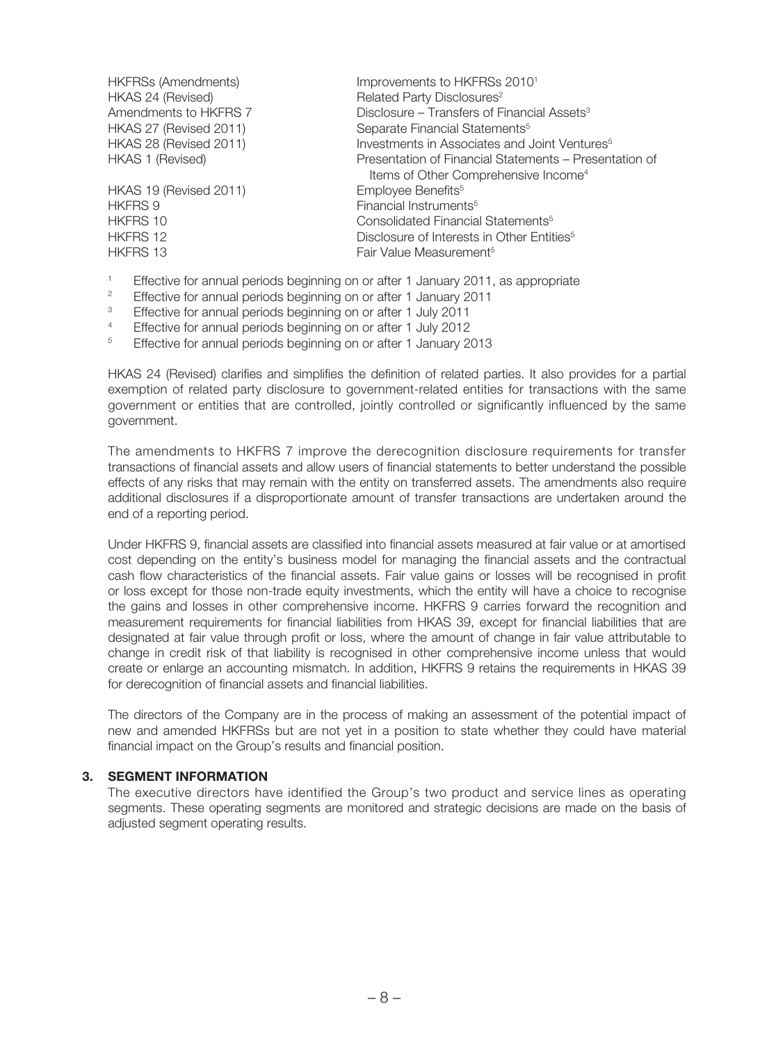| | |
|---|---|
| HKFRSs (Amendments) | Improvements to HKFRSs 2010[1] |
| HKAS 24 (Revised) | Related Party Disclosures[2] |
| Amendments to HKFRS 7 | Disclosure – Transfers of Financial Assets[3] |
| HKAS 27 (Revised 2011) | Separate Financial Statements[5] |
| HKAS 28 (Revised 2011) | Investments in Associates and Joint Ventures[5] |
| HKAS 1 (Revised) | Presentation of Financial Statements – Presentation of Items of Other Comprehensive Income[4] |
| HKAS 19 (Revised 2011) | Employee Benefits[5] |
| HKFRS 9 | Financial Instruments[5] |
| HKFRS 10 | Consolidated Financial Statements[5] |
| HKFRS 12 | Disclosure of Interests in Other Entities[5] |
| HKFRS 13 | Fair Value Measurement[5] |

[1] Effective for annual periods beginning on or after 1 January 2011, as appropriate
[2] Effective for annual periods beginning on or after 1 January 2011
[3] Effective for annual periods beginning on or after 1 July 2011
[4] Effective for annual periods beginning on or after 1 July 2012
[5] Effective for annual periods beginning on or after 1 January 2013

HKAS 24 (Revised) clarifies and simplifies the definition of related parties. It also provides for a partial exemption of related party disclosure to government-related entities for transactions with the same government or entities that are controlled, jointly controlled or significantly influenced by the same government.

The amendments to HKFRS 7 improve the derecognition disclosure requirements for transfer transactions of financial assets and allow users of financial statements to better understand the possible effects of any risks that may remain with the entity on transferred assets. The amendments also require additional disclosures if a disproportionate amount of transfer transactions are undertaken around the end of a reporting period.

Under HKFRS 9, financial assets are classified into financial assets measured at fair value or at amortised cost depending on the entity's business model for managing the financial assets and the contractual cash flow characteristics of the financial assets. Fair value gains or losses will be recognised in profit or loss except for those non-trade equity investments, which the entity will have a choice to recognise the gains and losses in other comprehensive income. HKFRS 9 carries forward the recognition and measurement requirements for financial liabilities from HKAS 39, except for financial liabilities that are designated at fair value through profit or loss, where the amount of change in fair value attributable to change in credit risk of that liability is recognised in other comprehensive income unless that would create or enlarge an accounting mismatch. In addition, HKFRS 9 retains the requirements in HKAS 39 for derecognition of financial assets and financial liabilities.

The directors of the Company are in the process of making an assessment of the potential impact of new and amended HKFRSs but are not yet in a position to state whether they could have material financial impact on the Group's results and financial position.

## 3. SEGMENT INFORMATION

The executive directors have identified the Group's two product and service lines as operating segments. These operating segments are monitored and strategic decisions are made on the basis of adjusted segment operating results.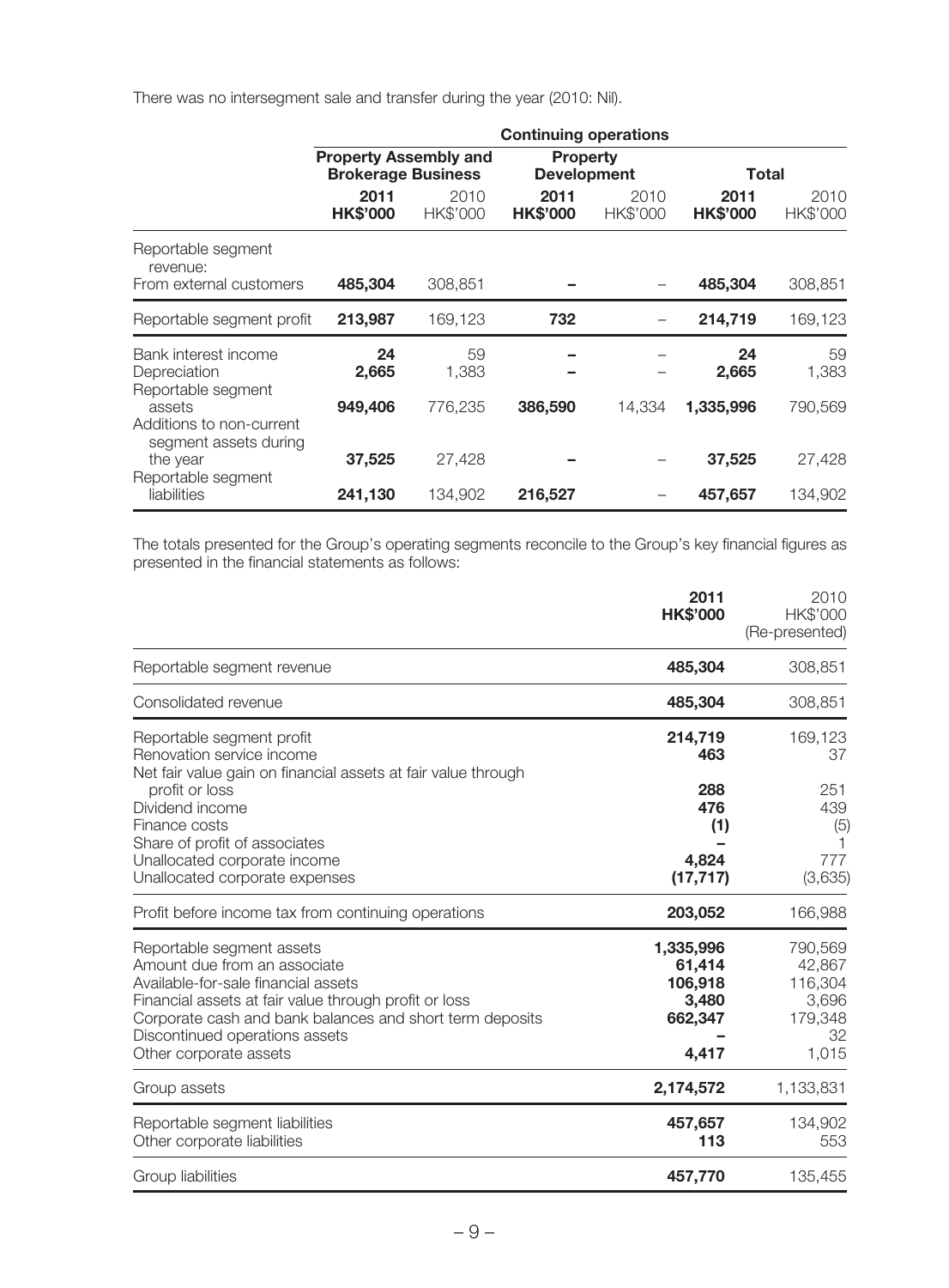There was no intersegment sale and transfer during the year (2010: Nil).

| | Continuing operations | | | | | |
|---|---|---|---|---|---|---|
| | Property Assembly and Brokerage Business | | Property Development | | Total | |
| | **2011 HK$'000** | 2010 HK$'000 | **2011 HK$'000** | 2010 HK$'000 | **2011 HK$'000** | 2010 HK$'000 |
| Reportable segment revenue: | | | | | | |
| From external customers | **485,304** | 308,851 | **–** | – | **485,304** | 308,851 |
| Reportable segment profit | **213,987** | 169,123 | **732** | – | **214,719** | 169,123 |
| Bank interest income | **24** | 59 | **–** | – | **24** | 59 |
| Depreciation | **2,665** | 1,383 | **–** | – | **2,665** | 1,383 |
| Reportable segment assets | **949,406** | 776,235 | **386,590** | 14,334 | **1,335,996** | 790,569 |
| Additions to non-current segment assets during the year | **37,525** | 27,428 | **–** | – | **37,525** | 27,428 |
| Reportable segment liabilities | **241,130** | 134,902 | **216,527** | – | **457,657** | 134,902 |

The totals presented for the Group's operating segments reconcile to the Group's key financial figures as presented in the financial statements as follows:

| | **2011 HK$'000** | 2010 HK$'000 (Re-presented) |
|---|---|---|
| Reportable segment revenue | **485,304** | 308,851 |
| Consolidated revenue | **485,304** | 308,851 |
| Reportable segment profit | **214,719** | 169,123 |
| Renovation service income | **463** | 37 |
| Net fair value gain on financial assets at fair value through profit or loss | **288** | 251 |
| Dividend income | **476** | 439 |
| Finance costs | **(1)** | (5) |
| Share of profit of associates | **–** | 1 |
| Unallocated corporate income | **4,824** | 777 |
| Unallocated corporate expenses | **(17,717)** | (3,635) |
| Profit before income tax from continuing operations | **203,052** | 166,988 |
| Reportable segment assets | **1,335,996** | 790,569 |
| Amount due from an associate | **61,414** | 42,867 |
| Available-for-sale financial assets | **106,918** | 116,304 |
| Financial assets at fair value through profit or loss | **3,480** | 3,696 |
| Corporate cash and bank balances and short term deposits | **662,347** | 179,348 |
| Discontinued operations assets | **–** | 32 |
| Other corporate assets | **4,417** | 1,015 |
| Group assets | **2,174,572** | 1,133,831 |
| Reportable segment liabilities | **457,657** | 134,902 |
| Other corporate liabilities | **113** | 553 |
| Group liabilities | **457,770** | 135,455 |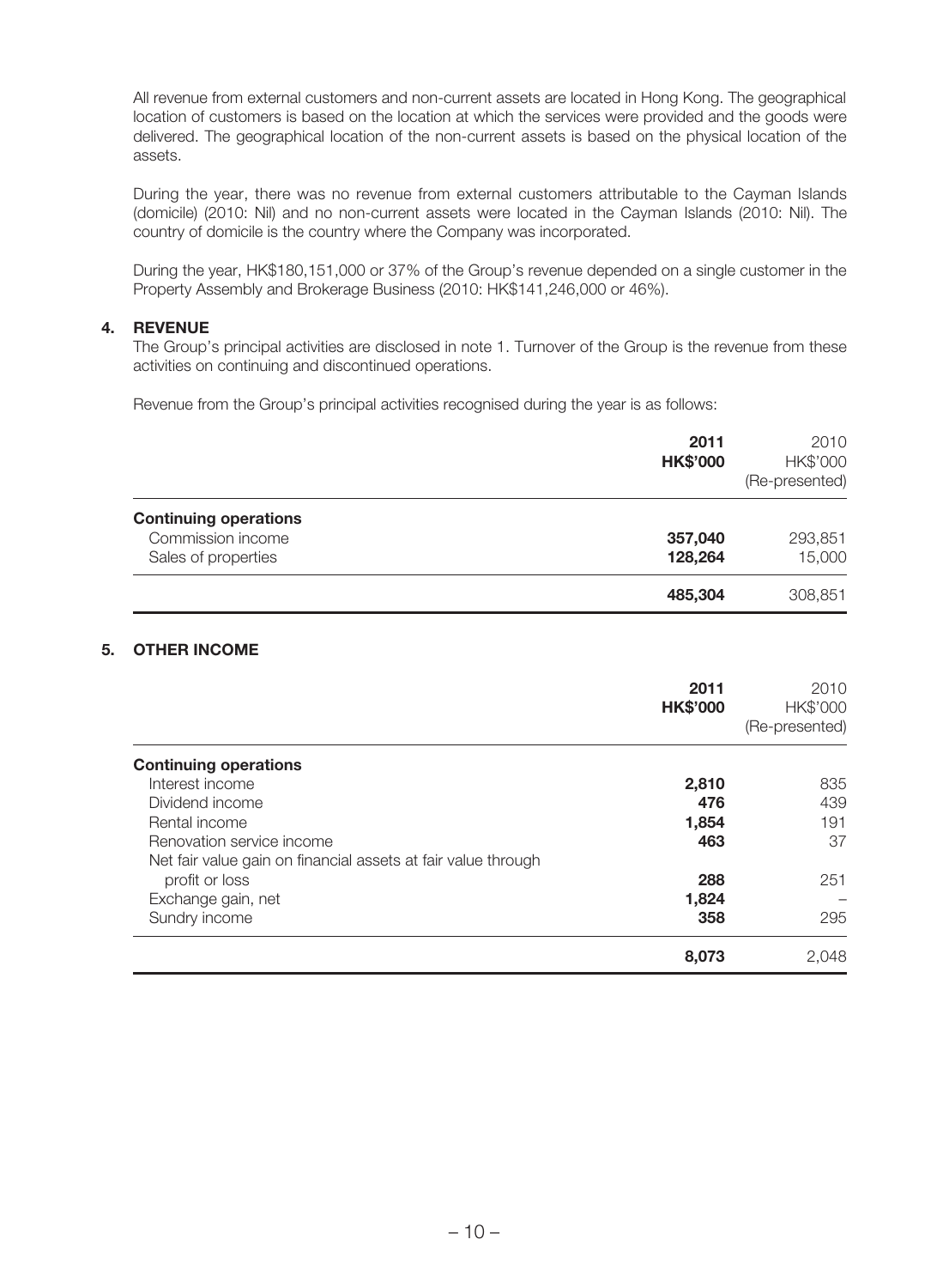All revenue from external customers and non-current assets are located in Hong Kong. The geographical location of customers is based on the location at which the services were provided and the goods were delivered. The geographical location of the non-current assets is based on the physical location of the assets.

During the year, there was no revenue from external customers attributable to the Cayman Islands (domicile) (2010: Nil) and no non-current assets were located in the Cayman Islands (2010: Nil). The country of domicile is the country where the Company was incorporated.

During the year, HK$180,151,000 or 37% of the Group's revenue depended on a single customer in the Property Assembly and Brokerage Business (2010: HK$141,246,000 or 46%).

## 4. REVENUE

The Group's principal activities are disclosed in note 1. Turnover of the Group is the revenue from these activities on continuing and discontinued operations.

Revenue from the Group's principal activities recognised during the year is as follows:

| | **2011** **HK$'000** | 2010 HK$'000 (Re-presented) |
|---|---|---|
| **Continuing operations** | | |
| Commission income | **357,040** | 293,851 |
| Sales of properties | **128,264** | 15,000 |
| | **485,304** | 308,851 |

## 5. OTHER INCOME

| | **2011** **HK$'000** | 2010 HK$'000 (Re-presented) |
|---|---|---|
| **Continuing operations** | | |
| Interest income | **2,810** | 835 |
| Dividend income | **476** | 439 |
| Rental income | **1,854** | 191 |
| Renovation service income | **463** | 37 |
| Net fair value gain on financial assets at fair value through profit or loss | **288** | 251 |
| Exchange gain, net | **1,824** | – |
| Sundry income | **358** | 295 |
| | **8,073** | 2,048 |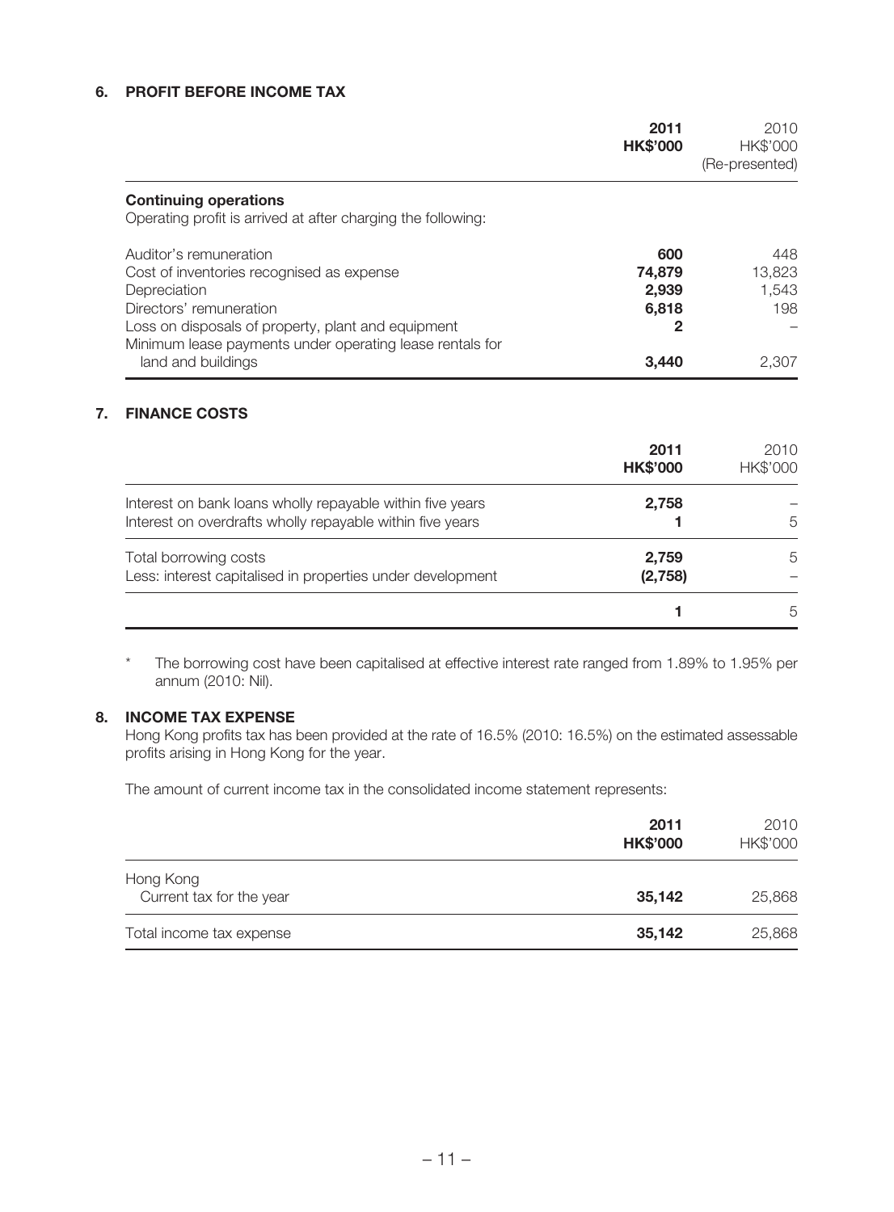## 6. PROFIT BEFORE INCOME TAX

| | 2011 HK$'000 | 2010 HK$'000 (Re-presented) |
|---|---|---|
| **Continuing operations** | | |
| Operating profit is arrived at after charging the following: | | |
| Auditor's remuneration | **600** | 448 |
| Cost of inventories recognised as expense | **74,879** | 13,823 |
| Depreciation | **2,939** | 1,543 |
| Directors' remuneration | **6,818** | 198 |
| Loss on disposals of property, plant and equipment | **2** | – |
| Minimum lease payments under operating lease rentals for land and buildings | **3,440** | 2,307 |

## 7. FINANCE COSTS

| | 2011 HK$'000 | 2010 HK$'000 |
|---|---|---|
| Interest on bank loans wholly repayable within five years | **2,758** | – |
| Interest on overdrafts wholly repayable within five years | **1** | 5 |
| Total borrowing costs | **2,759** | 5 |
| Less: interest capitalised in properties under development | **(2,758)** | – |
| | **1** | 5 |

\* The borrowing cost have been capitalised at effective interest rate ranged from 1.89% to 1.95% per annum (2010: Nil).

## 8. INCOME TAX EXPENSE

Hong Kong profits tax has been provided at the rate of 16.5% (2010: 16.5%) on the estimated assessable profits arising in Hong Kong for the year.

The amount of current income tax in the consolidated income statement represents:

| | 2011 HK$'000 | 2010 HK$'000 |
|---|---|---|
| Hong Kong | | |
| Current tax for the year | **35,142** | 25,868 |
| Total income tax expense | **35,142** | 25,868 |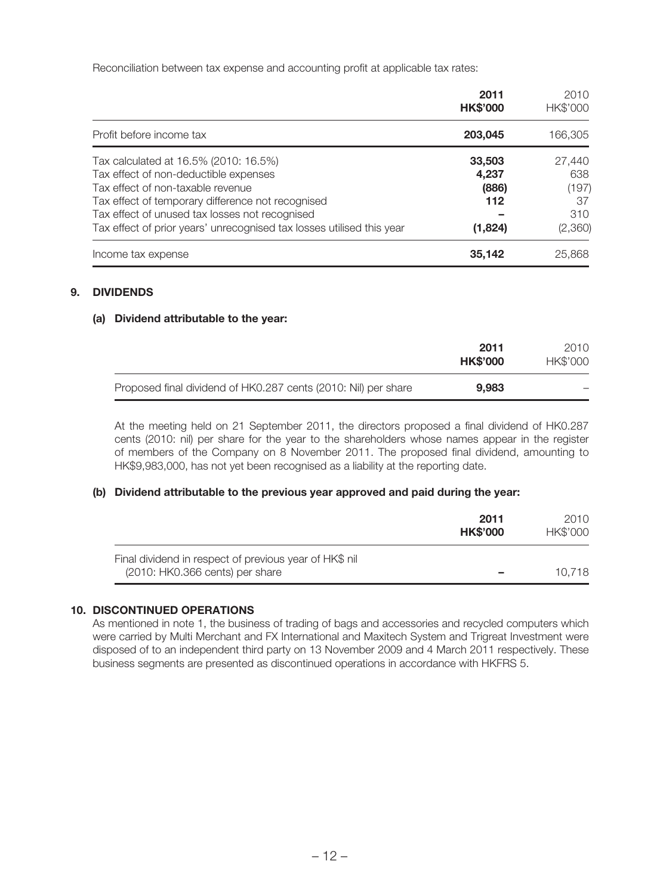Reconciliation between tax expense and accounting profit at applicable tax rates:

| | 2011<br>HK$'000 | 2010<br>HK$'000 |
|---|---|---|
| Profit before income tax | **203,045** | 166,305 |
| Tax calculated at 16.5% (2010: 16.5%) | **33,503** | 27,440 |
| Tax effect of non-deductible expenses | **4,237** | 638 |
| Tax effect of non-taxable revenue | **(886)** | (197) |
| Tax effect of temporary difference not recognised | **112** | 37 |
| Tax effect of unused tax losses not recognised | **–** | 310 |
| Tax effect of prior years' unrecognised tax losses utilised this year | **(1,824)** | (2,360) |
| Income tax expense | **35,142** | 25,868 |

## 9. DIVIDENDS

### (a) Dividend attributable to the year:

| | 2011<br>HK$'000 | 2010<br>HK$'000 |
|---|---|---|
| Proposed final dividend of HK0.287 cents (2010: Nil) per share | **9,983** | – |

At the meeting held on 21 September 2011, the directors proposed a final dividend of HK0.287 cents (2010: nil) per share for the year to the shareholders whose names appear in the register of members of the Company on 8 November 2011. The proposed final dividend, amounting to HK$9,983,000, has not yet been recognised as a liability at the reporting date.

### (b) Dividend attributable to the previous year approved and paid during the year:

| | 2011<br>HK$'000 | 2010<br>HK$'000 |
|---|---|---|
| Final dividend in respect of previous year of HK$ nil (2010: HK0.366 cents) per share | **–** | 10,718 |

## 10. DISCONTINUED OPERATIONS

As mentioned in note 1, the business of trading of bags and accessories and recycled computers which were carried by Multi Merchant and FX International and Maxitech System and Trigreat Investment were disposed of to an independent third party on 13 November 2009 and 4 March 2011 respectively. These business segments are presented as discontinued operations in accordance with HKFRS 5.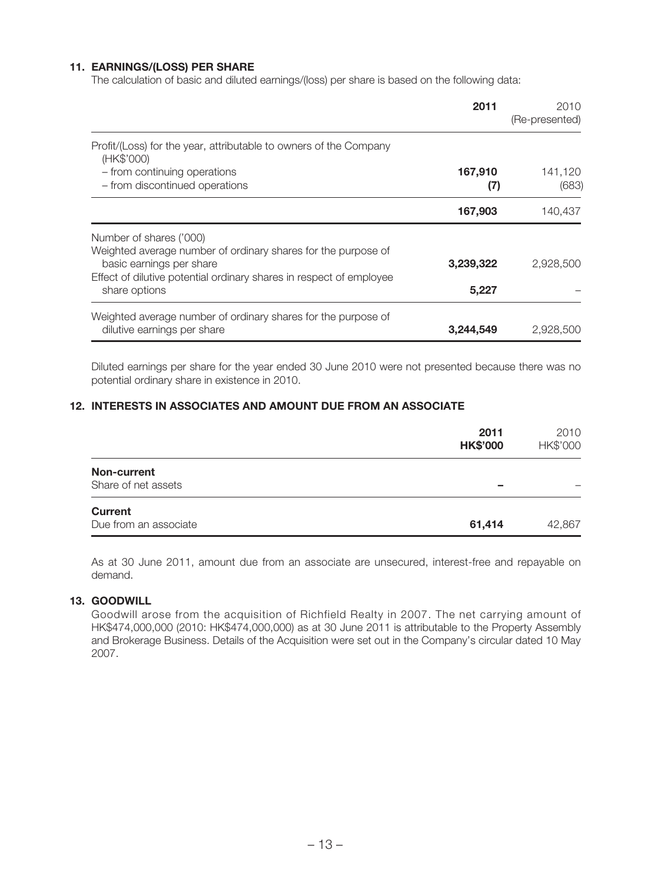## 11. EARNINGS/(LOSS) PER SHARE

The calculation of basic and diluted earnings/(loss) per share is based on the following data:

| | **2011** | 2010 (Re-presented) |
|---|---|---|
| Profit/(Loss) for the year, attributable to owners of the Company (HK$'000) | | |
| – from continuing operations | **167,910** | 141,120 |
| – from discontinued operations | **(7)** | (683) |
| | **167,903** | 140,437 |
| Number of shares ('000) | | |
| Weighted average number of ordinary shares for the purpose of basic earnings per share | **3,239,322** | 2,928,500 |
| Effect of dilutive potential ordinary shares in respect of employee share options | **5,227** | – |
| Weighted average number of ordinary shares for the purpose of dilutive earnings per share | **3,244,549** | 2,928,500 |

Diluted earnings per share for the year ended 30 June 2010 were not presented because there was no potential ordinary share in existence in 2010.

## 12. INTERESTS IN ASSOCIATES AND AMOUNT DUE FROM AN ASSOCIATE

| | **2011 HK$'000** | 2010 HK$'000 |
|---|---|---|
| **Non-current** | | |
| Share of net assets | **–** | – |
| **Current** | | |
| Due from an associate | **61,414** | 42,867 |

As at 30 June 2011, amount due from an associate are unsecured, interest-free and repayable on demand.

## 13. GOODWILL

Goodwill arose from the acquisition of Richfield Realty in 2007. The net carrying amount of HK$474,000,000 (2010: HK$474,000,000) as at 30 June 2011 is attributable to the Property Assembly and Brokerage Business. Details of the Acquisition were set out in the Company's circular dated 10 May 2007.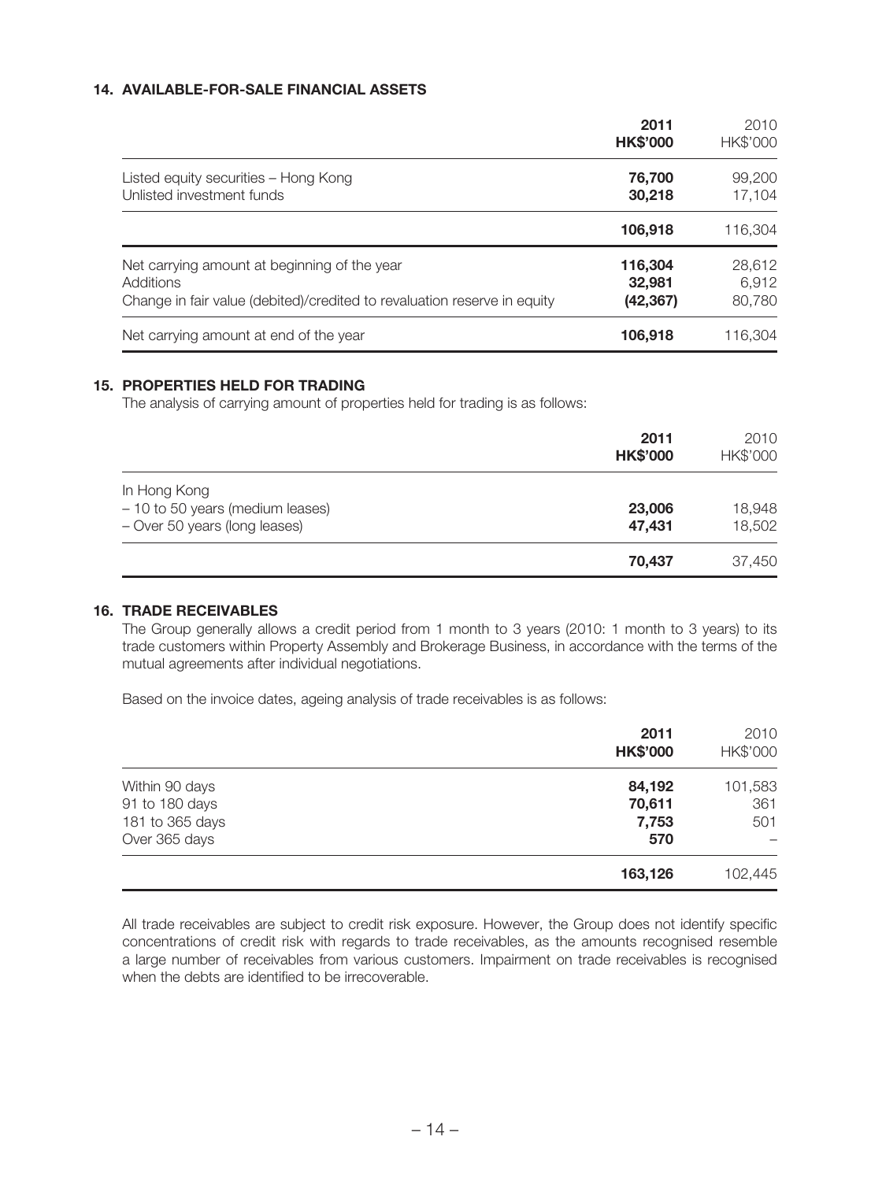## 14. AVAILABLE-FOR-SALE FINANCIAL ASSETS

| | 2011<br>HK$'000 | 2010<br>HK$'000 |
|---|---|---|
| Listed equity securities – Hong Kong | **76,700** | 99,200 |
| Unlisted investment funds | **30,218** | 17,104 |
| | **106,918** | 116,304 |
| Net carrying amount at beginning of the year | **116,304** | 28,612 |
| Additions | **32,981** | 6,912 |
| Change in fair value (debited)/credited to revaluation reserve in equity | **(42,367)** | 80,780 |
| Net carrying amount at end of the year | **106,918** | 116,304 |

## 15. PROPERTIES HELD FOR TRADING

The analysis of carrying amount of properties held for trading is as follows:

| | 2011<br>HK$'000 | 2010<br>HK$'000 |
|---|---|---|
| In Hong Kong | | |
| – 10 to 50 years (medium leases) | **23,006** | 18,948 |
| – Over 50 years (long leases) | **47,431** | 18,502 |
| | **70,437** | 37,450 |

## 16. TRADE RECEIVABLES

The Group generally allows a credit period from 1 month to 3 years (2010: 1 month to 3 years) to its trade customers within Property Assembly and Brokerage Business, in accordance with the terms of the mutual agreements after individual negotiations.

Based on the invoice dates, ageing analysis of trade receivables is as follows:

| | 2011<br>HK$'000 | 2010<br>HK$'000 |
|---|---|---|
| Within 90 days | **84,192** | 101,583 |
| 91 to 180 days | **70,611** | 361 |
| 181 to 365 days | **7,753** | 501 |
| Over 365 days | **570** | – |
| | **163,126** | 102,445 |

All trade receivables are subject to credit risk exposure. However, the Group does not identify specific concentrations of credit risk with regards to trade receivables, as the amounts recognised resemble a large number of receivables from various customers. Impairment on trade receivables is recognised when the debts are identified to be irrecoverable.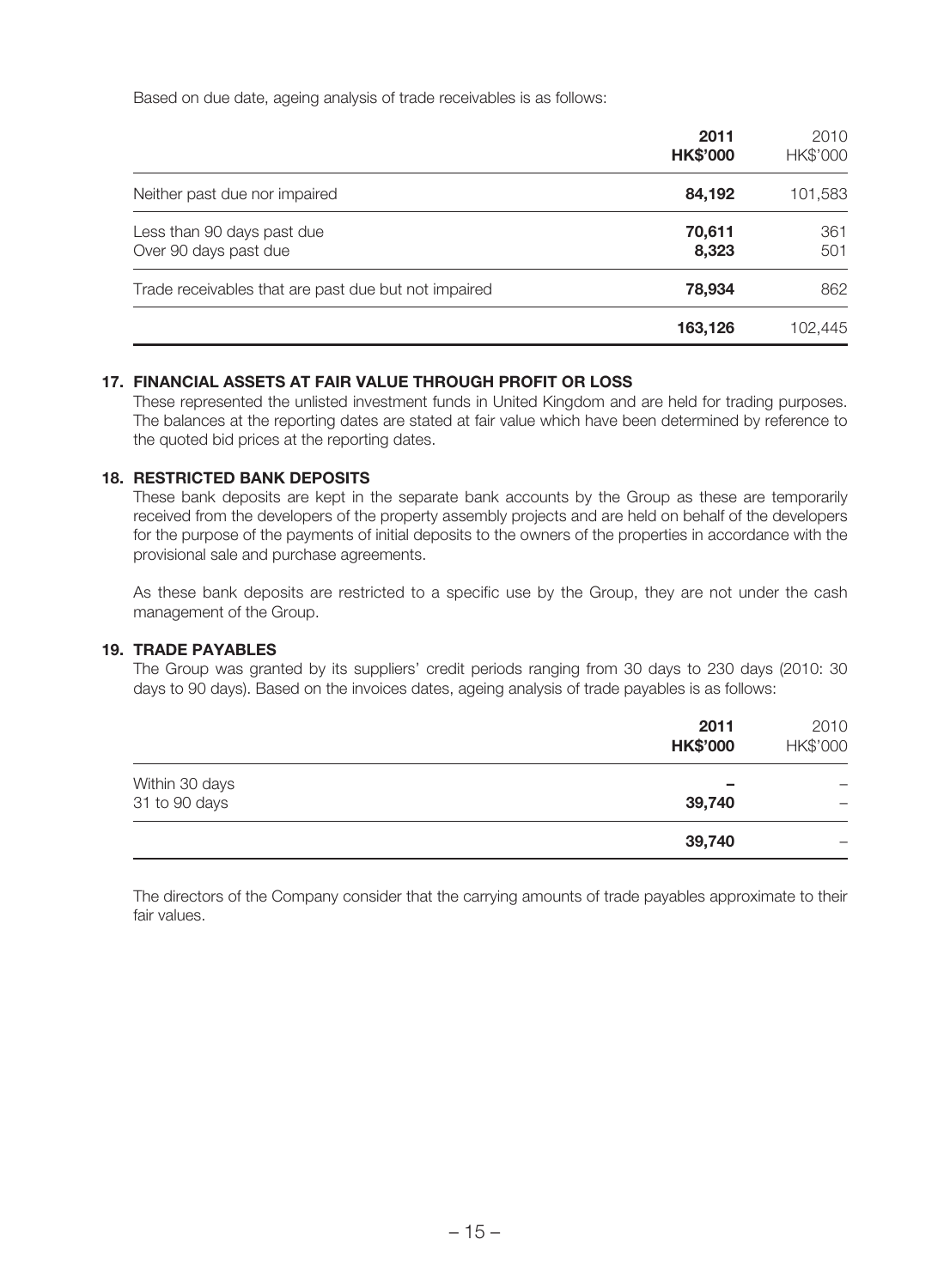Based on due date, ageing analysis of trade receivables is as follows:

| | 2011<br>HK$'000 | 2010<br>HK$'000 |
|---|---|---|
| Neither past due nor impaired | **84,192** | 101,583 |
| Less than 90 days past due | **70,611** | 361 |
| Over 90 days past due | **8,323** | 501 |
| Trade receivables that are past due but not impaired | **78,934** | 862 |
| | **163,126** | 102,445 |

## 17. FINANCIAL ASSETS AT FAIR VALUE THROUGH PROFIT OR LOSS

These represented the unlisted investment funds in United Kingdom and are held for trading purposes. The balances at the reporting dates are stated at fair value which have been determined by reference to the quoted bid prices at the reporting dates.

## 18. RESTRICTED BANK DEPOSITS

These bank deposits are kept in the separate bank accounts by the Group as these are temporarily received from the developers of the property assembly projects and are held on behalf of the developers for the purpose of the payments of initial deposits to the owners of the properties in accordance with the provisional sale and purchase agreements.

As these bank deposits are restricted to a specific use by the Group, they are not under the cash management of the Group.

## 19. TRADE PAYABLES

The Group was granted by its suppliers' credit periods ranging from 30 days to 230 days (2010: 30 days to 90 days). Based on the invoices dates, ageing analysis of trade payables is as follows:

| | 2011<br>HK$'000 | 2010<br>HK$'000 |
|---|---|---|
| Within 30 days | **–** | – |
| 31 to 90 days | **39,740** | – |
| | **39,740** | – |

The directors of the Company consider that the carrying amounts of trade payables approximate to their fair values.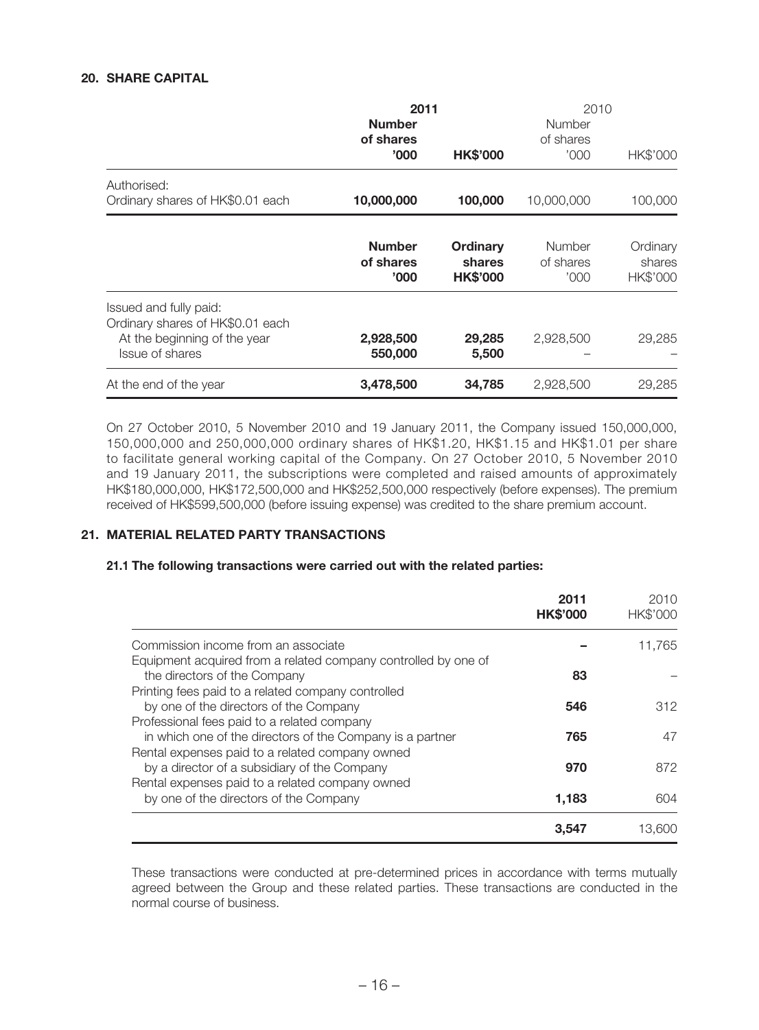## 20. SHARE CAPITAL

| | 2011 | | 2010 | |
|---|---|---|---|---|
| | **Number of shares '000** | **HK$'000** | Number of shares '000 | HK$'000 |
| Authorised: | | | | |
| Ordinary shares of HK$0.01 each | **10,000,000** | **100,000** | 10,000,000 | 100,000 |

| | **Number of shares '000** | **Ordinary shares HK$'000** | Number of shares '000 | Ordinary shares HK$'000 |
|---|---|---|---|---|
| Issued and fully paid: | | | | |
| Ordinary shares of HK$0.01 each | | | | |
| At the beginning of the year | **2,928,500** | **29,285** | 2,928,500 | 29,285 |
| Issue of shares | **550,000** | **5,500** | – | – |
| At the end of the year | **3,478,500** | **34,785** | 2,928,500 | 29,285 |

On 27 October 2010, 5 November 2010 and 19 January 2011, the Company issued 150,000,000, 150,000,000 and 250,000,000 ordinary shares of HK$1.20, HK$1.15 and HK$1.01 per share to facilitate general working capital of the Company. On 27 October 2010, 5 November 2010 and 19 January 2011, the subscriptions were completed and raised amounts of approximately HK$180,000,000, HK$172,500,000 and HK$252,500,000 respectively (before expenses). The premium received of HK$599,500,000 (before issuing expense) was credited to the share premium account.

## 21. MATERIAL RELATED PARTY TRANSACTIONS

### 21.1 The following transactions were carried out with the related parties:

| | **2011 HK$'000** | 2010 HK$'000 |
|---|---|---|
| Commission income from an associate | **–** | 11,765 |
| Equipment acquired from a related company controlled by one of the directors of the Company | **83** | – |
| Printing fees paid to a related company controlled by one of the directors of the Company | **546** | 312 |
| Professional fees paid to a related company in which one of the directors of the Company is a partner | **765** | 47 |
| Rental expenses paid to a related company owned by a director of a subsidiary of the Company | **970** | 872 |
| Rental expenses paid to a related company owned by one of the directors of the Company | **1,183** | 604 |
| | **3,547** | 13,600 |

These transactions were conducted at pre-determined prices in accordance with terms mutually agreed between the Group and these related parties. These transactions are conducted in the normal course of business.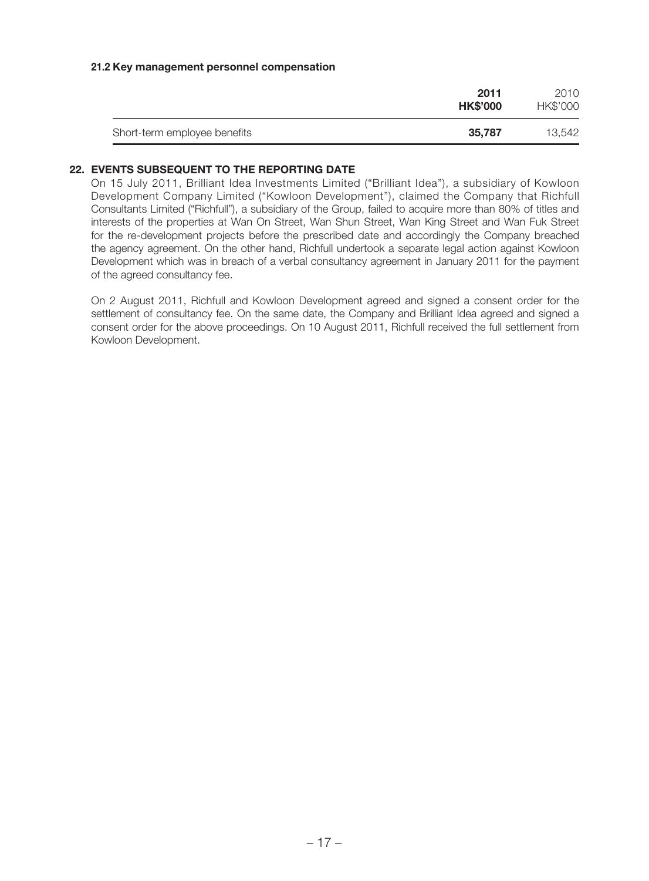### 21.2 Key management personnel compensation

| | 2011 HK$'000 | 2010 HK$'000 |
|---|---|---|
| Short-term employee benefits | **35,787** | 13,542 |

## 22. EVENTS SUBSEQUENT TO THE REPORTING DATE

On 15 July 2011, Brilliant Idea Investments Limited ("Brilliant Idea"), a subsidiary of Kowloon Development Company Limited ("Kowloon Development"), claimed the Company that Richfull Consultants Limited ("Richfull"), a subsidiary of the Group, failed to acquire more than 80% of titles and interests of the properties at Wan On Street, Wan Shun Street, Wan King Street and Wan Fuk Street for the re-development projects before the prescribed date and accordingly the Company breached the agency agreement. On the other hand, Richfull undertook a separate legal action against Kowloon Development which was in breach of a verbal consultancy agreement in January 2011 for the payment of the agreed consultancy fee.

On 2 August 2011, Richfull and Kowloon Development agreed and signed a consent order for the settlement of consultancy fee. On the same date, the Company and Brilliant Idea agreed and signed a consent order for the above proceedings. On 10 August 2011, Richfull received the full settlement from Kowloon Development.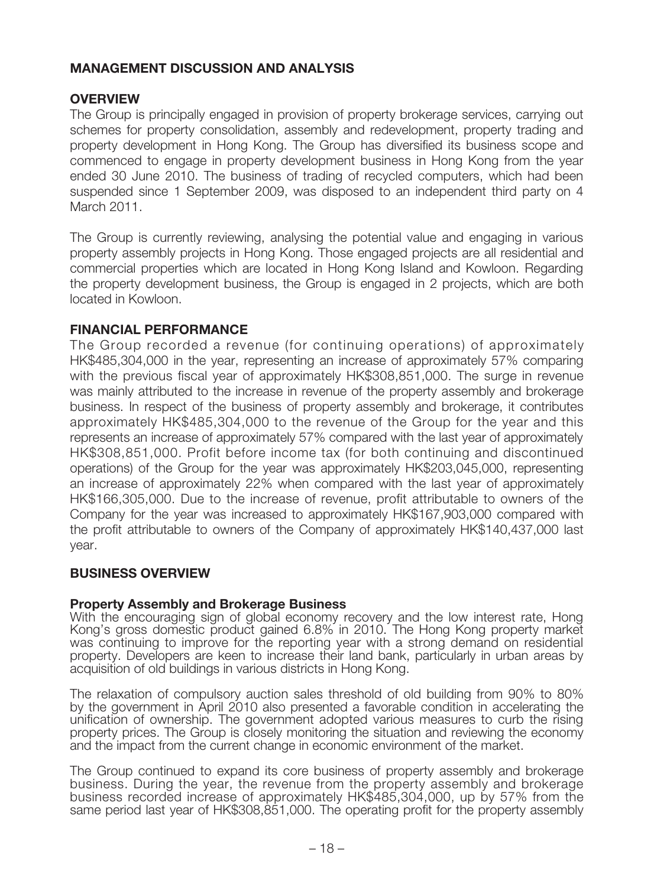## MANAGEMENT DISCUSSION AND ANALYSIS

### OVERVIEW

The Group is principally engaged in provision of property brokerage services, carrying out schemes for property consolidation, assembly and redevelopment, property trading and property development in Hong Kong. The Group has diversified its business scope and commenced to engage in property development business in Hong Kong from the year ended 30 June 2010. The business of trading of recycled computers, which had been suspended since 1 September 2009, was disposed to an independent third party on 4 March 2011.

The Group is currently reviewing, analysing the potential value and engaging in various property assembly projects in Hong Kong. Those engaged projects are all residential and commercial properties which are located in Hong Kong Island and Kowloon. Regarding the property development business, the Group is engaged in 2 projects, which are both located in Kowloon.

### FINANCIAL PERFORMANCE

The Group recorded a revenue (for continuing operations) of approximately HK$485,304,000 in the year, representing an increase of approximately 57% comparing with the previous fiscal year of approximately HK$308,851,000. The surge in revenue was mainly attributed to the increase in revenue of the property assembly and brokerage business. In respect of the business of property assembly and brokerage, it contributes approximately HK$485,304,000 to the revenue of the Group for the year and this represents an increase of approximately 57% compared with the last year of approximately HK$308,851,000. Profit before income tax (for both continuing and discontinued operations) of the Group for the year was approximately HK$203,045,000, representing an increase of approximately 22% when compared with the last year of approximately HK$166,305,000. Due to the increase of revenue, profit attributable to owners of the Company for the year was increased to approximately HK$167,903,000 compared with the profit attributable to owners of the Company of approximately HK$140,437,000 last year.

### BUSINESS OVERVIEW

#### Property Assembly and Brokerage Business

With the encouraging sign of global economy recovery and the low interest rate, Hong Kong's gross domestic product gained 6.8% in 2010. The Hong Kong property market was continuing to improve for the reporting year with a strong demand on residential property. Developers are keen to increase their land bank, particularly in urban areas by acquisition of old buildings in various districts in Hong Kong.

The relaxation of compulsory auction sales threshold of old building from 90% to 80% by the government in April 2010 also presented a favorable condition in accelerating the unification of ownership. The government adopted various measures to curb the rising property prices. The Group is closely monitoring the situation and reviewing the economy and the impact from the current change in economic environment of the market.

The Group continued to expand its core business of property assembly and brokerage business. During the year, the revenue from the property assembly and brokerage business recorded increase of approximately HK$485,304,000, up by 57% from the same period last year of HK$308,851,000. The operating profit for the property assembly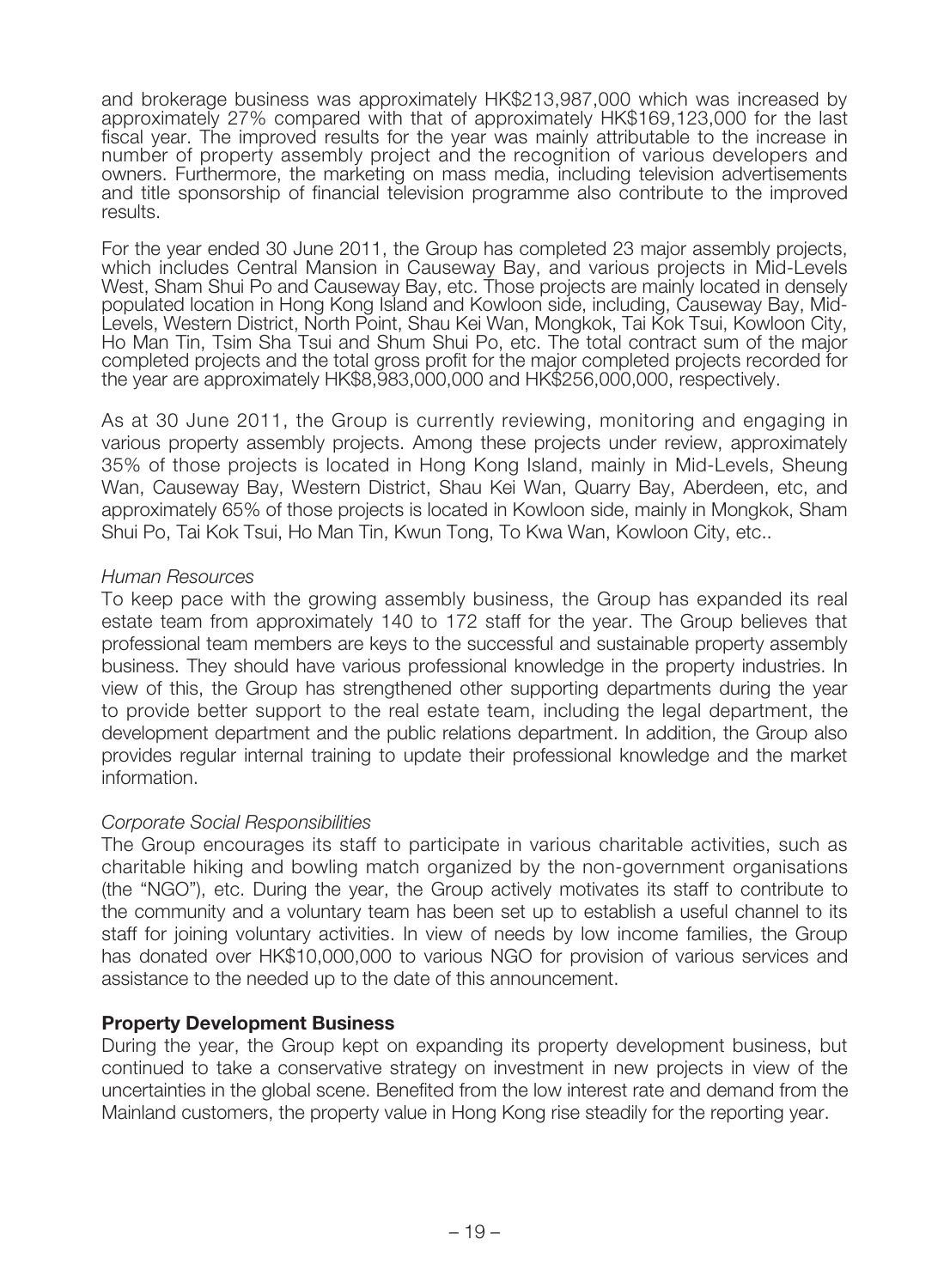and brokerage business was approximately HK$213,987,000 which was increased by approximately 27% compared with that of approximately HK$169,123,000 for the last fiscal year. The improved results for the year was mainly attributable to the increase in number of property assembly project and the recognition of various developers and owners. Furthermore, the marketing on mass media, including television advertisements and title sponsorship of financial television programme also contribute to the improved results.

For the year ended 30 June 2011, the Group has completed 23 major assembly projects, which includes Central Mansion in Causeway Bay, and various projects in Mid-Levels West, Sham Shui Po and Causeway Bay, etc. Those projects are mainly located in densely populated location in Hong Kong Island and Kowloon side, including, Causeway Bay, Mid-Levels, Western District, North Point, Shau Kei Wan, Mongkok, Tai Kok Tsui, Kowloon City, Ho Man Tin, Tsim Sha Tsui and Shum Shui Po, etc. The total contract sum of the major completed projects and the total gross profit for the major completed projects recorded for the year are approximately HK$8,983,000,000 and HK$256,000,000, respectively.

As at 30 June 2011, the Group is currently reviewing, monitoring and engaging in various property assembly projects. Among these projects under review, approximately 35% of those projects is located in Hong Kong Island, mainly in Mid-Levels, Sheung Wan, Causeway Bay, Western District, Shau Kei Wan, Quarry Bay, Aberdeen, etc, and approximately 65% of those projects is located in Kowloon side, mainly in Mongkok, Sham Shui Po, Tai Kok Tsui, Ho Man Tin, Kwun Tong, To Kwa Wan, Kowloon City, etc..

*Human Resources*

To keep pace with the growing assembly business, the Group has expanded its real estate team from approximately 140 to 172 staff for the year. The Group believes that professional team members are keys to the successful and sustainable property assembly business. They should have various professional knowledge in the property industries. In view of this, the Group has strengthened other supporting departments during the year to provide better support to the real estate team, including the legal department, the development department and the public relations department. In addition, the Group also provides regular internal training to update their professional knowledge and the market information.

*Corporate Social Responsibilities*

The Group encourages its staff to participate in various charitable activities, such as charitable hiking and bowling match organized by the non-government organisations (the "NGO"), etc. During the year, the Group actively motivates its staff to contribute to the community and a voluntary team has been set up to establish a useful channel to its staff for joining voluntary activities. In view of needs by low income families, the Group has donated over HK$10,000,000 to various NGO for provision of various services and assistance to the needed up to the date of this announcement.

**Property Development Business**

During the year, the Group kept on expanding its property development business, but continued to take a conservative strategy on investment in new projects in view of the uncertainties in the global scene. Benefited from the low interest rate and demand from the Mainland customers, the property value in Hong Kong rise steadily for the reporting year.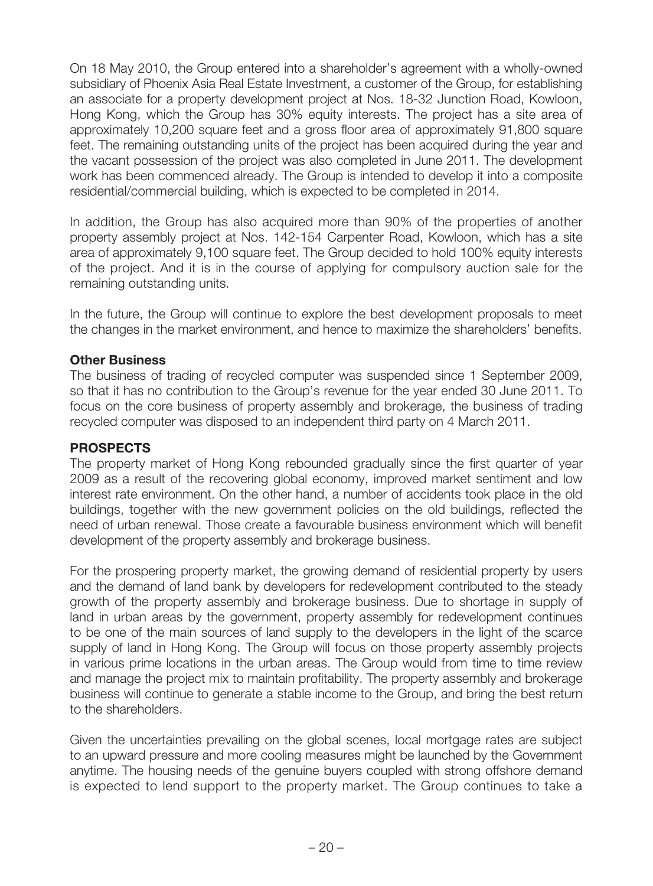On 18 May 2010, the Group entered into a shareholder's agreement with a wholly-owned subsidiary of Phoenix Asia Real Estate Investment, a customer of the Group, for establishing an associate for a property development project at Nos. 18-32 Junction Road, Kowloon, Hong Kong, which the Group has 30% equity interests. The project has a site area of approximately 10,200 square feet and a gross floor area of approximately 91,800 square feet. The remaining outstanding units of the project has been acquired during the year and the vacant possession of the project was also completed in June 2011. The development work has been commenced already. The Group is intended to develop it into a composite residential/commercial building, which is expected to be completed in 2014.

In addition, the Group has also acquired more than 90% of the properties of another property assembly project at Nos. 142-154 Carpenter Road, Kowloon, which has a site area of approximately 9,100 square feet. The Group decided to hold 100% equity interests of the project. And it is in the course of applying for compulsory auction sale for the remaining outstanding units.

In the future, the Group will continue to explore the best development proposals to meet the changes in the market environment, and hence to maximize the shareholders' benefits.

**Other Business**

The business of trading of recycled computer was suspended since 1 September 2009, so that it has no contribution to the Group's revenue for the year ended 30 June 2011. To focus on the core business of property assembly and brokerage, the business of trading recycled computer was disposed to an independent third party on 4 March 2011.

## PROSPECTS

The property market of Hong Kong rebounded gradually since the first quarter of year 2009 as a result of the recovering global economy, improved market sentiment and low interest rate environment. On the other hand, a number of accidents took place in the old buildings, together with the new government policies on the old buildings, reflected the need of urban renewal. Those create a favourable business environment which will benefit development of the property assembly and brokerage business.

For the prospering property market, the growing demand of residential property by users and the demand of land bank by developers for redevelopment contributed to the steady growth of the property assembly and brokerage business. Due to shortage in supply of land in urban areas by the government, property assembly for redevelopment continues to be one of the main sources of land supply to the developers in the light of the scarce supply of land in Hong Kong. The Group will focus on those property assembly projects in various prime locations in the urban areas. The Group would from time to time review and manage the project mix to maintain profitability. The property assembly and brokerage business will continue to generate a stable income to the Group, and bring the best return to the shareholders.

Given the uncertainties prevailing on the global scenes, local mortgage rates are subject to an upward pressure and more cooling measures might be launched by the Government anytime. The housing needs of the genuine buyers coupled with strong offshore demand is expected to lend support to the property market. The Group continues to take a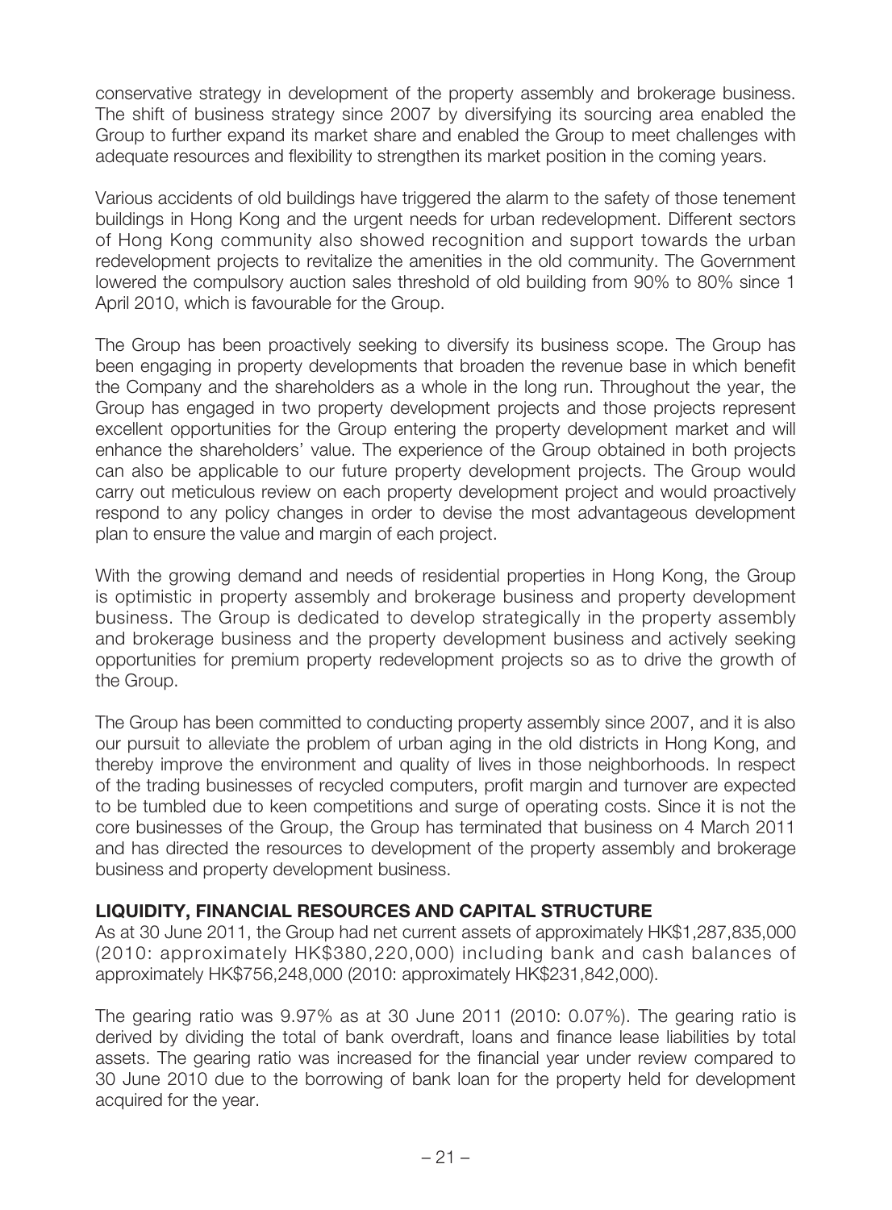conservative strategy in development of the property assembly and brokerage business. The shift of business strategy since 2007 by diversifying its sourcing area enabled the Group to further expand its market share and enabled the Group to meet challenges with adequate resources and flexibility to strengthen its market position in the coming years.

Various accidents of old buildings have triggered the alarm to the safety of those tenement buildings in Hong Kong and the urgent needs for urban redevelopment. Different sectors of Hong Kong community also showed recognition and support towards the urban redevelopment projects to revitalize the amenities in the old community. The Government lowered the compulsory auction sales threshold of old building from 90% to 80% since 1 April 2010, which is favourable for the Group.

The Group has been proactively seeking to diversify its business scope. The Group has been engaging in property developments that broaden the revenue base in which benefit the Company and the shareholders as a whole in the long run. Throughout the year, the Group has engaged in two property development projects and those projects represent excellent opportunities for the Group entering the property development market and will enhance the shareholders' value. The experience of the Group obtained in both projects can also be applicable to our future property development projects. The Group would carry out meticulous review on each property development project and would proactively respond to any policy changes in order to devise the most advantageous development plan to ensure the value and margin of each project.

With the growing demand and needs of residential properties in Hong Kong, the Group is optimistic in property assembly and brokerage business and property development business. The Group is dedicated to develop strategically in the property assembly and brokerage business and the property development business and actively seeking opportunities for premium property redevelopment projects so as to drive the growth of the Group.

The Group has been committed to conducting property assembly since 2007, and it is also our pursuit to alleviate the problem of urban aging in the old districts in Hong Kong, and thereby improve the environment and quality of lives in those neighborhoods. In respect of the trading businesses of recycled computers, profit margin and turnover are expected to be tumbled due to keen competitions and surge of operating costs. Since it is not the core businesses of the Group, the Group has terminated that business on 4 March 2011 and has directed the resources to development of the property assembly and brokerage business and property development business.

## LIQUIDITY, FINANCIAL RESOURCES AND CAPITAL STRUCTURE

As at 30 June 2011, the Group had net current assets of approximately HK$1,287,835,000 (2010: approximately HK$380,220,000) including bank and cash balances of approximately HK$756,248,000 (2010: approximately HK$231,842,000).

The gearing ratio was 9.97% as at 30 June 2011 (2010: 0.07%). The gearing ratio is derived by dividing the total of bank overdraft, loans and finance lease liabilities by total assets. The gearing ratio was increased for the financial year under review compared to 30 June 2010 due to the borrowing of bank loan for the property held for development acquired for the year.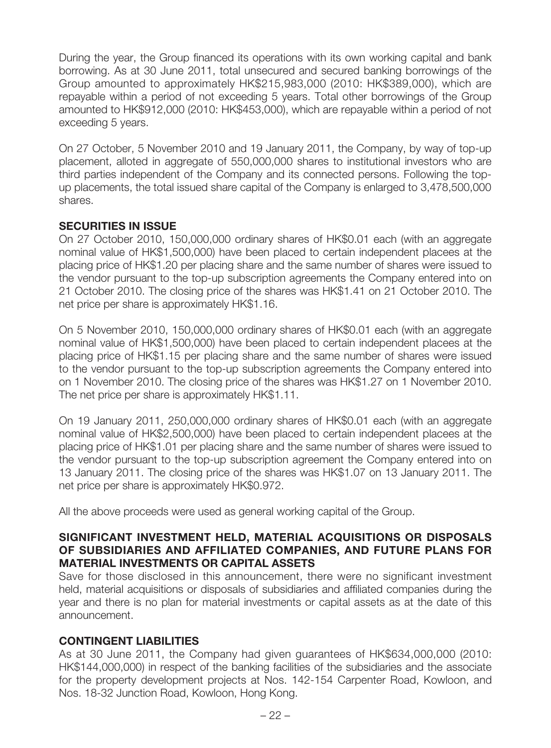During the year, the Group financed its operations with its own working capital and bank borrowing. As at 30 June 2011, total unsecured and secured banking borrowings of the Group amounted to approximately HK$215,983,000 (2010: HK$389,000), which are repayable within a period of not exceeding 5 years. Total other borrowings of the Group amounted to HK$912,000 (2010: HK$453,000), which are repayable within a period of not exceeding 5 years.

On 27 October, 5 November 2010 and 19 January 2011, the Company, by way of top-up placement, alloted in aggregate of 550,000,000 shares to institutional investors who are third parties independent of the Company and its connected persons. Following the top-up placements, the total issued share capital of the Company is enlarged to 3,478,500,000 shares.

## SECURITIES IN ISSUE

On 27 October 2010, 150,000,000 ordinary shares of HK$0.01 each (with an aggregate nominal value of HK$1,500,000) have been placed to certain independent placees at the placing price of HK$1.20 per placing share and the same number of shares were issued to the vendor pursuant to the top-up subscription agreements the Company entered into on 21 October 2010. The closing price of the shares was HK$1.41 on 21 October 2010. The net price per share is approximately HK$1.16.

On 5 November 2010, 150,000,000 ordinary shares of HK$0.01 each (with an aggregate nominal value of HK$1,500,000) have been placed to certain independent placees at the placing price of HK$1.15 per placing share and the same number of shares were issued to the vendor pursuant to the top-up subscription agreements the Company entered into on 1 November 2010. The closing price of the shares was HK$1.27 on 1 November 2010. The net price per share is approximately HK$1.11.

On 19 January 2011, 250,000,000 ordinary shares of HK$0.01 each (with an aggregate nominal value of HK$2,500,000) have been placed to certain independent placees at the placing price of HK$1.01 per placing share and the same number of shares were issued to the vendor pursuant to the top-up subscription agreement the Company entered into on 13 January 2011. The closing price of the shares was HK$1.07 on 13 January 2011. The net price per share is approximately HK$0.972.

All the above proceeds were used as general working capital of the Group.

## SIGNIFICANT INVESTMENT HELD, MATERIAL ACQUISITIONS OR DISPOSALS OF SUBSIDIARIES AND AFFILIATED COMPANIES, AND FUTURE PLANS FOR MATERIAL INVESTMENTS OR CAPITAL ASSETS

Save for those disclosed in this announcement, there were no significant investment held, material acquisitions or disposals of subsidiaries and affiliated companies during the year and there is no plan for material investments or capital assets as at the date of this announcement.

## CONTINGENT LIABILITIES

As at 30 June 2011, the Company had given guarantees of HK$634,000,000 (2010: HK$144,000,000) in respect of the banking facilities of the subsidiaries and the associate for the property development projects at Nos. 142-154 Carpenter Road, Kowloon, and Nos. 18-32 Junction Road, Kowloon, Hong Kong.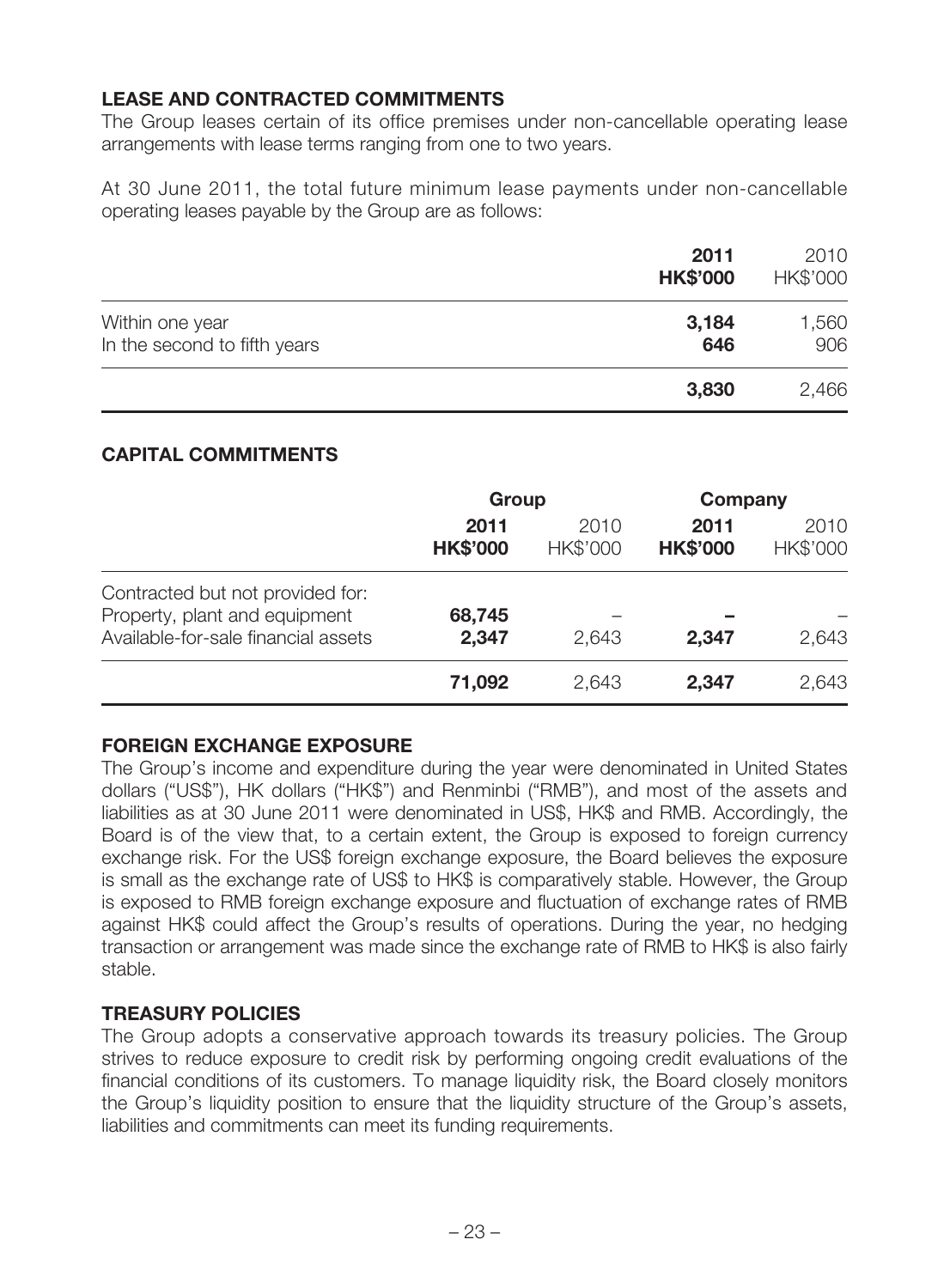## LEASE AND CONTRACTED COMMITMENTS

The Group leases certain of its office premises under non-cancellable operating lease arrangements with lease terms ranging from one to two years.

At 30 June 2011, the total future minimum lease payments under non-cancellable operating leases payable by the Group are as follows:

| | 2011 HK$'000 | 2010 HK$'000 |
|---|---|---|
| Within one year | **3,184** | 1,560 |
| In the second to fifth years | **646** | 906 |
| | **3,830** | 2,466 |

## CAPITAL COMMITMENTS

| | Group | | Company | |
|---|---|---|---|---|
| | 2011 HK$'000 | 2010 HK$'000 | 2011 HK$'000 | 2010 HK$'000 |
| Contracted but not provided for: | | | | |
| Property, plant and equipment | **68,745** | – | **–** | – |
| Available-for-sale financial assets | **2,347** | 2,643 | **2,347** | 2,643 |
| | **71,092** | 2,643 | **2,347** | 2,643 |

## FOREIGN EXCHANGE EXPOSURE

The Group's income and expenditure during the year were denominated in United States dollars ("US$"), HK dollars ("HK$") and Renminbi ("RMB"), and most of the assets and liabilities as at 30 June 2011 were denominated in US$, HK$ and RMB. Accordingly, the Board is of the view that, to a certain extent, the Group is exposed to foreign currency exchange risk. For the US$ foreign exchange exposure, the Board believes the exposure is small as the exchange rate of US$ to HK$ is comparatively stable. However, the Group is exposed to RMB foreign exchange exposure and fluctuation of exchange rates of RMB against HK$ could affect the Group's results of operations. During the year, no hedging transaction or arrangement was made since the exchange rate of RMB to HK$ is also fairly stable.

## TREASURY POLICIES

The Group adopts a conservative approach towards its treasury policies. The Group strives to reduce exposure to credit risk by performing ongoing credit evaluations of the financial conditions of its customers. To manage liquidity risk, the Board closely monitors the Group's liquidity position to ensure that the liquidity structure of the Group's assets, liabilities and commitments can meet its funding requirements.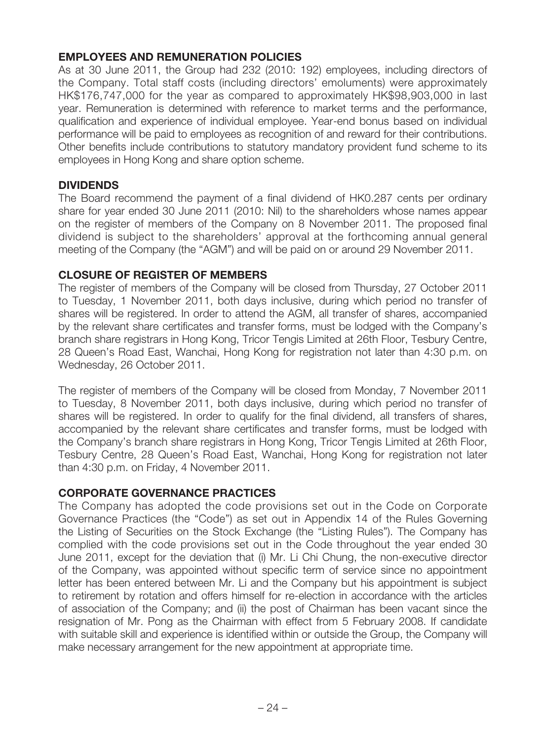## EMPLOYEES AND REMUNERATION POLICIES

As at 30 June 2011, the Group had 232 (2010: 192) employees, including directors of the Company. Total staff costs (including directors' emoluments) were approximately HK$176,747,000 for the year as compared to approximately HK$98,903,000 in last year. Remuneration is determined with reference to market terms and the performance, qualification and experience of individual employee. Year-end bonus based on individual performance will be paid to employees as recognition of and reward for their contributions. Other benefits include contributions to statutory mandatory provident fund scheme to its employees in Hong Kong and share option scheme.

## DIVIDENDS

The Board recommend the payment of a final dividend of HK0.287 cents per ordinary share for year ended 30 June 2011 (2010: Nil) to the shareholders whose names appear on the register of members of the Company on 8 November 2011. The proposed final dividend is subject to the shareholders' approval at the forthcoming annual general meeting of the Company (the "AGM") and will be paid on or around 29 November 2011.

## CLOSURE OF REGISTER OF MEMBERS

The register of members of the Company will be closed from Thursday, 27 October 2011 to Tuesday, 1 November 2011, both days inclusive, during which period no transfer of shares will be registered. In order to attend the AGM, all transfer of shares, accompanied by the relevant share certificates and transfer forms, must be lodged with the Company's branch share registrars in Hong Kong, Tricor Tengis Limited at 26th Floor, Tesbury Centre, 28 Queen's Road East, Wanchai, Hong Kong for registration not later than 4:30 p.m. on Wednesday, 26 October 2011.

The register of members of the Company will be closed from Monday, 7 November 2011 to Tuesday, 8 November 2011, both days inclusive, during which period no transfer of shares will be registered. In order to qualify for the final dividend, all transfers of shares, accompanied by the relevant share certificates and transfer forms, must be lodged with the Company's branch share registrars in Hong Kong, Tricor Tengis Limited at 26th Floor, Tesbury Centre, 28 Queen's Road East, Wanchai, Hong Kong for registration not later than 4:30 p.m. on Friday, 4 November 2011.

## CORPORATE GOVERNANCE PRACTICES

The Company has adopted the code provisions set out in the Code on Corporate Governance Practices (the "Code") as set out in Appendix 14 of the Rules Governing the Listing of Securities on the Stock Exchange (the "Listing Rules"). The Company has complied with the code provisions set out in the Code throughout the year ended 30 June 2011, except for the deviation that (i) Mr. Li Chi Chung, the non-executive director of the Company, was appointed without specific term of service since no appointment letter has been entered between Mr. Li and the Company but his appointment is subject to retirement by rotation and offers himself for re-election in accordance with the articles of association of the Company; and (ii) the post of Chairman has been vacant since the resignation of Mr. Pong as the Chairman with effect from 5 February 2008. If candidate with suitable skill and experience is identified within or outside the Group, the Company will make necessary arrangement for the new appointment at appropriate time.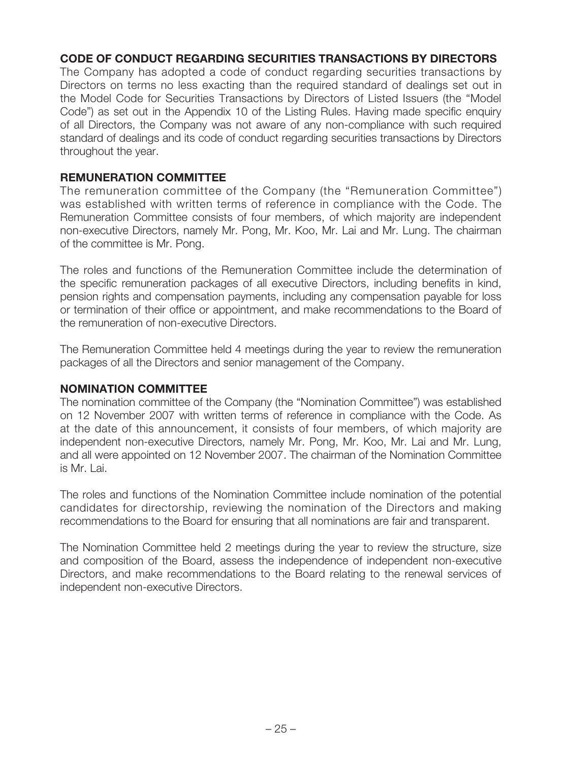## CODE OF CONDUCT REGARDING SECURITIES TRANSACTIONS BY DIRECTORS

The Company has adopted a code of conduct regarding securities transactions by Directors on terms no less exacting than the required standard of dealings set out in the Model Code for Securities Transactions by Directors of Listed Issuers (the "Model Code") as set out in the Appendix 10 of the Listing Rules. Having made specific enquiry of all Directors, the Company was not aware of any non-compliance with such required standard of dealings and its code of conduct regarding securities transactions by Directors throughout the year.

## REMUNERATION COMMITTEE

The remuneration committee of the Company (the "Remuneration Committee") was established with written terms of reference in compliance with the Code. The Remuneration Committee consists of four members, of which majority are independent non-executive Directors, namely Mr. Pong, Mr. Koo, Mr. Lai and Mr. Lung. The chairman of the committee is Mr. Pong.

The roles and functions of the Remuneration Committee include the determination of the specific remuneration packages of all executive Directors, including benefits in kind, pension rights and compensation payments, including any compensation payable for loss or termination of their office or appointment, and make recommendations to the Board of the remuneration of non-executive Directors.

The Remuneration Committee held 4 meetings during the year to review the remuneration packages of all the Directors and senior management of the Company.

## NOMINATION COMMITTEE

The nomination committee of the Company (the "Nomination Committee") was established on 12 November 2007 with written terms of reference in compliance with the Code. As at the date of this announcement, it consists of four members, of which majority are independent non-executive Directors, namely Mr. Pong, Mr. Koo, Mr. Lai and Mr. Lung, and all were appointed on 12 November 2007. The chairman of the Nomination Committee is Mr. Lai.

The roles and functions of the Nomination Committee include nomination of the potential candidates for directorship, reviewing the nomination of the Directors and making recommendations to the Board for ensuring that all nominations are fair and transparent.

The Nomination Committee held 2 meetings during the year to review the structure, size and composition of the Board, assess the independence of independent non-executive Directors, and make recommendations to the Board relating to the renewal services of independent non-executive Directors.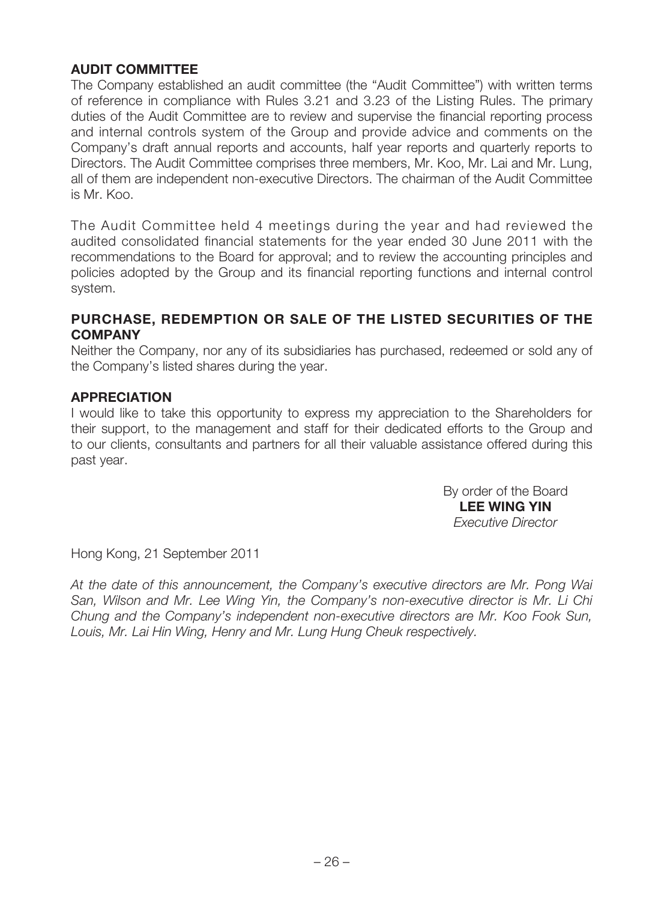## AUDIT COMMITTEE

The Company established an audit committee (the "Audit Committee") with written terms of reference in compliance with Rules 3.21 and 3.23 of the Listing Rules. The primary duties of the Audit Committee are to review and supervise the financial reporting process and internal controls system of the Group and provide advice and comments on the Company's draft annual reports and accounts, half year reports and quarterly reports to Directors. The Audit Committee comprises three members, Mr. Koo, Mr. Lai and Mr. Lung, all of them are independent non-executive Directors. The chairman of the Audit Committee is Mr. Koo.

The Audit Committee held 4 meetings during the year and had reviewed the audited consolidated financial statements for the year ended 30 June 2011 with the recommendations to the Board for approval; and to review the accounting principles and policies adopted by the Group and its financial reporting functions and internal control system.

## PURCHASE, REDEMPTION OR SALE OF THE LISTED SECURITIES OF THE COMPANY

Neither the Company, nor any of its subsidiaries has purchased, redeemed or sold any of the Company's listed shares during the year.

## APPRECIATION

I would like to take this opportunity to express my appreciation to the Shareholders for their support, to the management and staff for their dedicated efforts to the Group and to our clients, consultants and partners for all their valuable assistance offered during this past year.

By order of the Board
**LEE WING YIN**
*Executive Director*

Hong Kong, 21 September 2011

*At the date of this announcement, the Company's executive directors are Mr. Pong Wai San, Wilson and Mr. Lee Wing Yin, the Company's non-executive director is Mr. Li Chi Chung and the Company's independent non-executive directors are Mr. Koo Fook Sun, Louis, Mr. Lai Hin Wing, Henry and Mr. Lung Hung Cheuk respectively.*